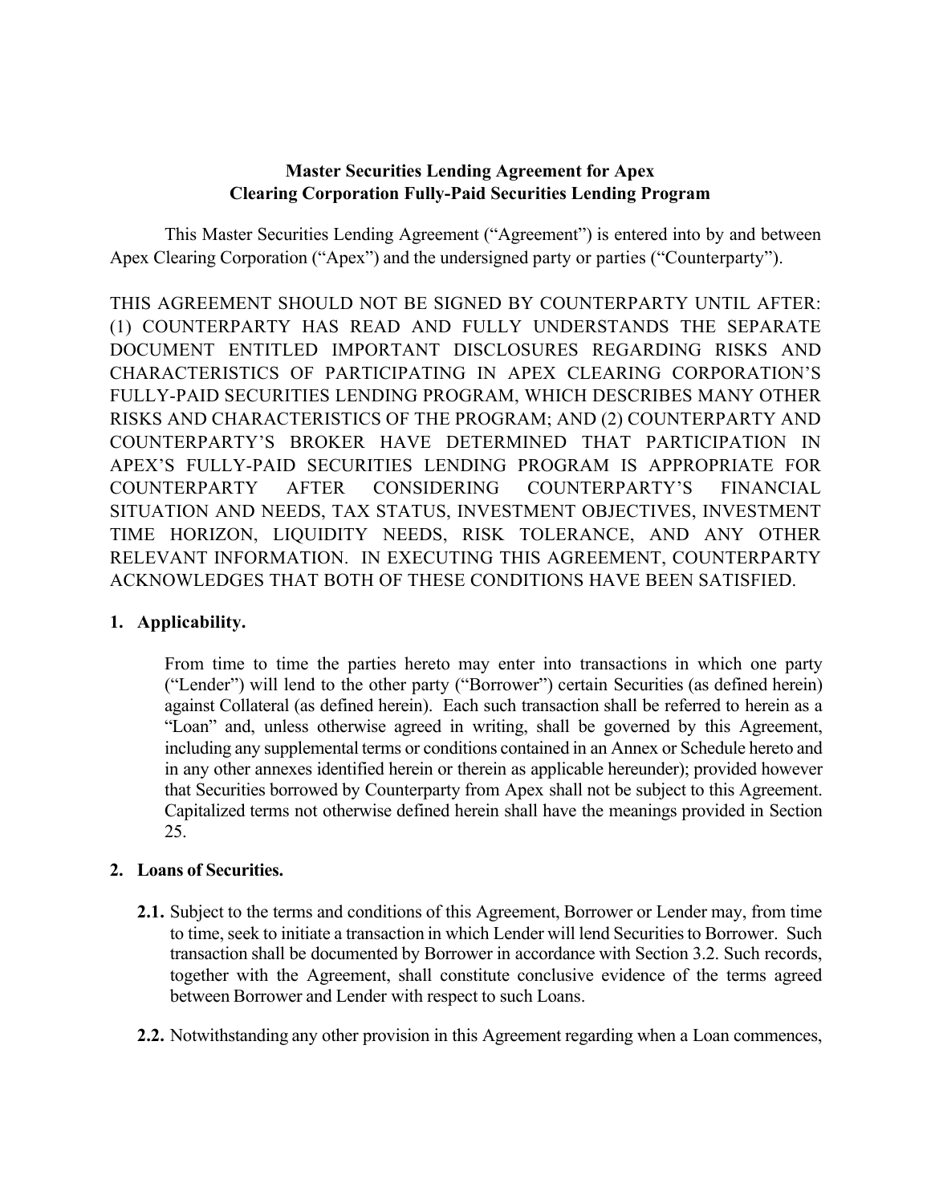# Master Securities Lending Agreement for Apex Clearing Corporation Fully-Paid Securities Lending Program

This Master Securities Lending Agreement ("Agreement") is entered into by and between Apex Clearing Corporation ("Apex") and the undersigned party or parties ("Counterparty").

THIS AGREEMENT SHOULD NOT BE SIGNED BY COUNTERPARTY UNTIL AFTER: (1) COUNTERPARTY HAS READ AND FULLY UNDERSTANDS THE SEPARATE DOCUMENT ENTITLED IMPORTANT DISCLOSURES REGARDING RISKS AND CHARACTERISTICS OF PARTICIPATING IN APEX CLEARING CORPORATION'S FULLY-PAID SECURITIES LENDING PROGRAM, WHICH DESCRIBES MANY OTHER RISKS AND CHARACTERISTICS OF THE PROGRAM; AND (2) COUNTERPARTY AND COUNTERPARTY'S BROKER HAVE DETERMINED THAT PARTICIPATION IN APEX'S FULLY-PAID SECURITIES LENDING PROGRAM IS APPROPRIATE FOR COUNTERPARTY AFTER CONSIDERING COUNTERPARTY'S FINANCIAL SITUATION AND NEEDS, TAX STATUS, INVESTMENT OBJECTIVES, INVESTMENT TIME HORIZON, LIQUIDITY NEEDS, RISK TOLERANCE, AND ANY OTHER RELEVANT INFORMATION. IN EXECUTING THIS AGREEMENT, COUNTERPARTY ACKNOWLEDGES THAT BOTH OF THESE CONDITIONS HAVE BEEN SATISFIED.

## 1. Applicability.

From time to time the parties hereto may enter into transactions in which one party ("Lender") will lend to the other party ("Borrower") certain Securities (as defined herein) against Collateral (as defined herein). Each such transaction shall be referred to herein as a "Loan" and, unless otherwise agreed in writing, shall be governed by this Agreement, including any supplemental terms or conditions contained in an Annex or Schedule hereto and in any other annexes identified herein or therein as applicable hereunder); provided however that Securities borrowed by Counterparty from Apex shall not be subject to this Agreement. Capitalized terms not otherwise defined herein shall have the meanings provided in Section 25.

## 2. Loans of Securities.

**2.1.** Subject to the terms and conditions of this Agreement, Borrower or Lender may, from time to time, seek to initiate a transaction in which Lender will lend Securities to Borrower. Such transaction shall be documented by Borrower in accordance with Section 3.2. Such records, together with the Agreement, shall constitute conclusive evidence of the terms agreed between Borrower and Lender with respect to such Loans.

**2.2.** Notwithstanding any other provision in this Agreement regarding when a Loan commences,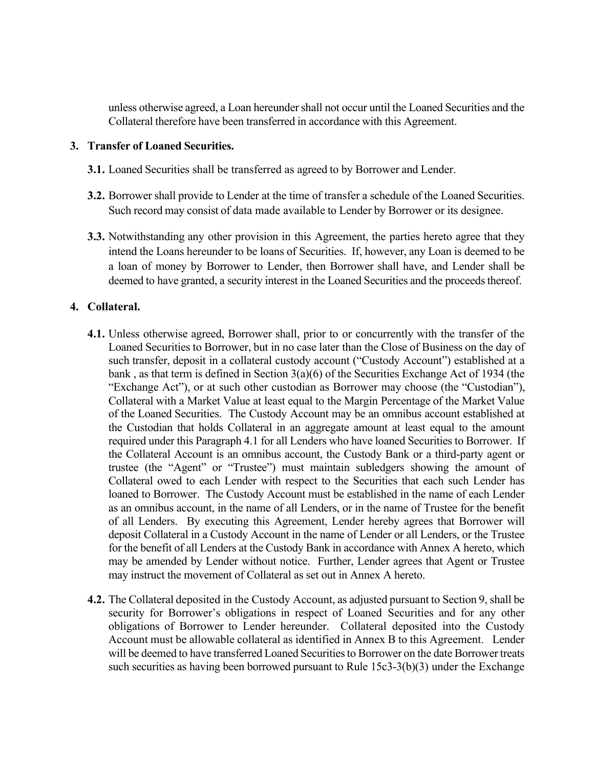unless otherwise agreed, a Loan hereunder shall not occur until the Loaned Securities and the Collateral therefore have been transferred in accordance with this Agreement.

**3. Transfer of Loaned Securities.**

**3.1.** Loaned Securities shall be transferred as agreed to by Borrower and Lender.

**3.2.** Borrower shall provide to Lender at the time of transfer a schedule of the Loaned Securities. Such record may consist of data made available to Lender by Borrower or its designee.

**3.3.** Notwithstanding any other provision in this Agreement, the parties hereto agree that they intend the Loans hereunder to be loans of Securities. If, however, any Loan is deemed to be a loan of money by Borrower to Lender, then Borrower shall have, and Lender shall be deemed to have granted, a security interest in the Loaned Securities and the proceeds thereof.

**4. Collateral.**

**4.1.** Unless otherwise agreed, Borrower shall, prior to or concurrently with the transfer of the Loaned Securities to Borrower, but in no case later than the Close of Business on the day of such transfer, deposit in a collateral custody account ("Custody Account") established at a bank , as that term is defined in Section 3(a)(6) of the Securities Exchange Act of 1934 (the "Exchange Act"), or at such other custodian as Borrower may choose (the "Custodian"), Collateral with a Market Value at least equal to the Margin Percentage of the Market Value of the Loaned Securities. The Custody Account may be an omnibus account established at the Custodian that holds Collateral in an aggregate amount at least equal to the amount required under this Paragraph 4.1 for all Lenders who have loaned Securities to Borrower. If the Collateral Account is an omnibus account, the Custody Bank or a third-party agent or trustee (the "Agent" or "Trustee") must maintain subledgers showing the amount of Collateral owed to each Lender with respect to the Securities that each such Lender has loaned to Borrower. The Custody Account must be established in the name of each Lender as an omnibus account, in the name of all Lenders, or in the name of Trustee for the benefit of all Lenders. By executing this Agreement, Lender hereby agrees that Borrower will deposit Collateral in a Custody Account in the name of Lender or all Lenders, or the Trustee for the benefit of all Lenders at the Custody Bank in accordance with Annex A hereto, which may be amended by Lender without notice. Further, Lender agrees that Agent or Trustee may instruct the movement of Collateral as set out in Annex A hereto.

**4.2.** The Collateral deposited in the Custody Account, as adjusted pursuant to Section 9, shall be security for Borrower's obligations in respect of Loaned Securities and for any other obligations of Borrower to Lender hereunder. Collateral deposited into the Custody Account must be allowable collateral as identified in Annex B to this Agreement. Lender will be deemed to have transferred Loaned Securities to Borrower on the date Borrower treats such securities as having been borrowed pursuant to Rule 15c3-3(b)(3) under the Exchange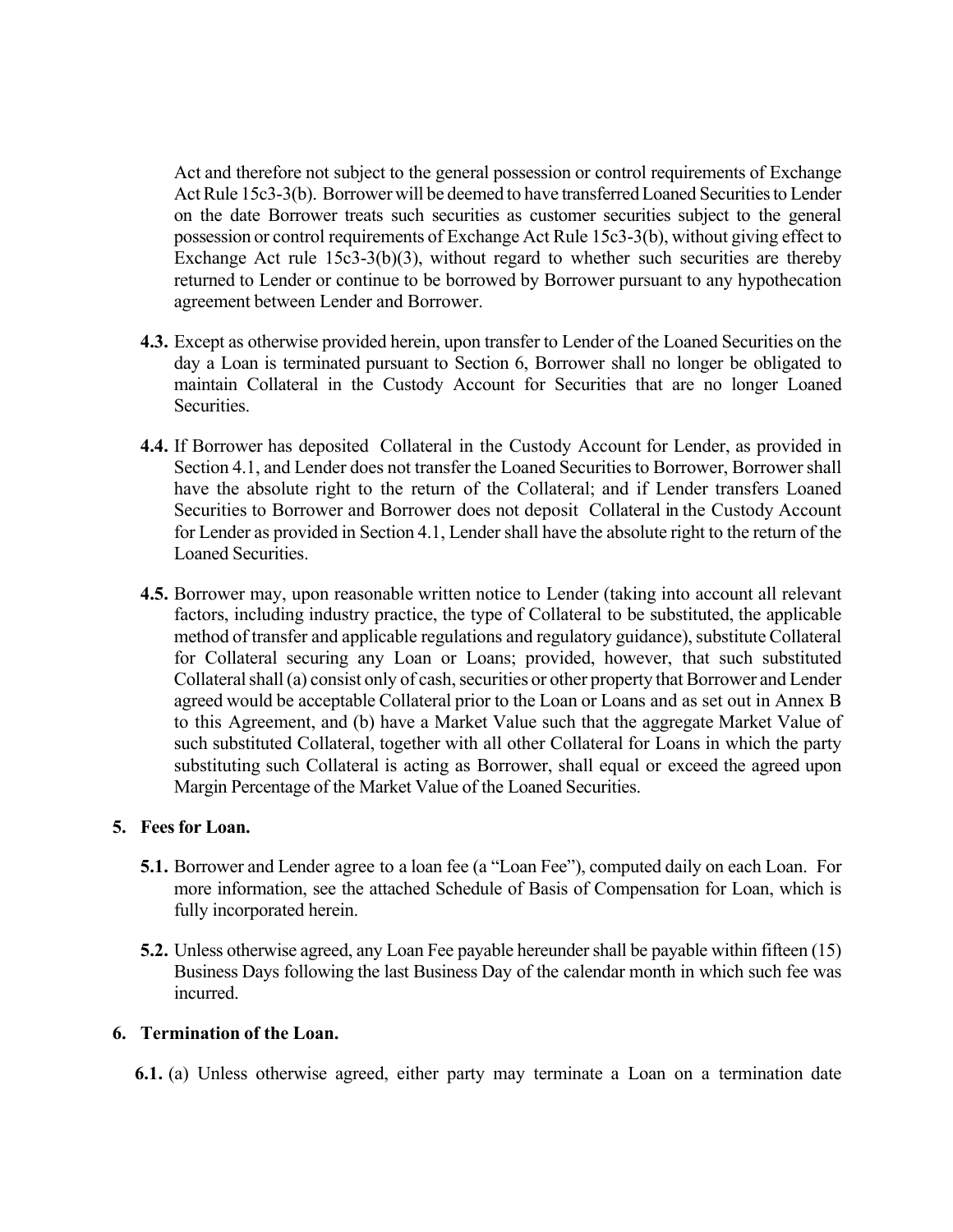Act and therefore not subject to the general possession or control requirements of Exchange Act Rule 15c3-3(b). Borrower will be deemed to have transferred Loaned Securities to Lender on the date Borrower treats such securities as customer securities subject to the general possession or control requirements of Exchange Act Rule 15c3-3(b), without giving effect to Exchange Act rule 15c3-3(b)(3), without regard to whether such securities are thereby returned to Lender or continue to be borrowed by Borrower pursuant to any hypothecation agreement between Lender and Borrower.

**4.3.** Except as otherwise provided herein, upon transfer to Lender of the Loaned Securities on the day a Loan is terminated pursuant to Section 6, Borrower shall no longer be obligated to maintain Collateral in the Custody Account for Securities that are no longer Loaned Securities.

**4.4.** If Borrower has deposited Collateral in the Custody Account for Lender, as provided in Section 4.1, and Lender does not transfer the Loaned Securities to Borrower, Borrower shall have the absolute right to the return of the Collateral; and if Lender transfers Loaned Securities to Borrower and Borrower does not deposit Collateral in the Custody Account for Lender as provided in Section 4.1, Lender shall have the absolute right to the return of the Loaned Securities.

**4.5.** Borrower may, upon reasonable written notice to Lender (taking into account all relevant factors, including industry practice, the type of Collateral to be substituted, the applicable method of transfer and applicable regulations and regulatory guidance), substitute Collateral for Collateral securing any Loan or Loans; provided, however, that such substituted Collateral shall (a) consist only of cash, securities or other property that Borrower and Lender agreed would be acceptable Collateral prior to the Loan or Loans and as set out in Annex B to this Agreement, and (b) have a Market Value such that the aggregate Market Value of such substituted Collateral, together with all other Collateral for Loans in which the party substituting such Collateral is acting as Borrower, shall equal or exceed the agreed upon Margin Percentage of the Market Value of the Loaned Securities.

## 5. Fees for Loan.

**5.1.** Borrower and Lender agree to a loan fee (a "Loan Fee"), computed daily on each Loan. For more information, see the attached Schedule of Basis of Compensation for Loan, which is fully incorporated herein.

**5.2.** Unless otherwise agreed, any Loan Fee payable hereunder shall be payable within fifteen (15) Business Days following the last Business Day of the calendar month in which such fee was incurred.

## 6. Termination of the Loan.

**6.1.** (a) Unless otherwise agreed, either party may terminate a Loan on a termination date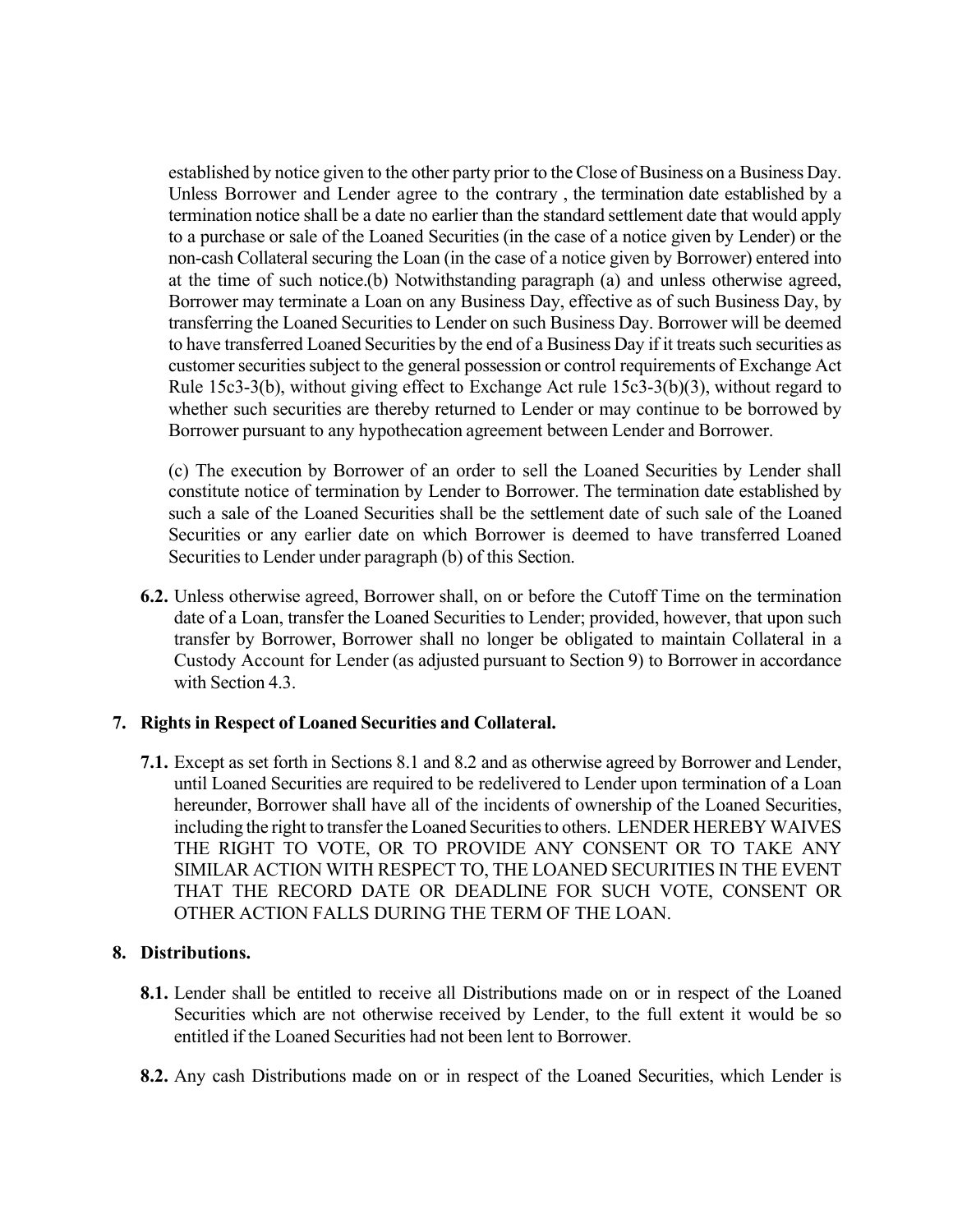established by notice given to the other party prior to the Close of Business on a Business Day. Unless Borrower and Lender agree to the contrary , the termination date established by a termination notice shall be a date no earlier than the standard settlement date that would apply to a purchase or sale of the Loaned Securities (in the case of a notice given by Lender) or the non-cash Collateral securing the Loan (in the case of a notice given by Borrower) entered into at the time of such notice.(b) Notwithstanding paragraph (a) and unless otherwise agreed, Borrower may terminate a Loan on any Business Day, effective as of such Business Day, by transferring the Loaned Securities to Lender on such Business Day. Borrower will be deemed to have transferred Loaned Securities by the end of a Business Day if it treats such securities as customer securities subject to the general possession or control requirements of Exchange Act Rule 15c3-3(b), without giving effect to Exchange Act rule 15c3-3(b)(3), without regard to whether such securities are thereby returned to Lender or may continue to be borrowed by Borrower pursuant to any hypothecation agreement between Lender and Borrower.

(c) The execution by Borrower of an order to sell the Loaned Securities by Lender shall constitute notice of termination by Lender to Borrower. The termination date established by such a sale of the Loaned Securities shall be the settlement date of such sale of the Loaned Securities or any earlier date on which Borrower is deemed to have transferred Loaned Securities to Lender under paragraph (b) of this Section.

**6.2.** Unless otherwise agreed, Borrower shall, on or before the Cutoff Time on the termination date of a Loan, transfer the Loaned Securities to Lender; provided, however, that upon such transfer by Borrower, Borrower shall no longer be obligated to maintain Collateral in a Custody Account for Lender (as adjusted pursuant to Section 9) to Borrower in accordance with Section 4.3.

## 7. Rights in Respect of Loaned Securities and Collateral.

**7.1.** Except as set forth in Sections 8.1 and 8.2 and as otherwise agreed by Borrower and Lender, until Loaned Securities are required to be redelivered to Lender upon termination of a Loan hereunder, Borrower shall have all of the incidents of ownership of the Loaned Securities, including the right to transfer the Loaned Securities to others. LENDER HEREBY WAIVES THE RIGHT TO VOTE, OR TO PROVIDE ANY CONSENT OR TO TAKE ANY SIMILAR ACTION WITH RESPECT TO, THE LOANED SECURITIES IN THE EVENT THAT THE RECORD DATE OR DEADLINE FOR SUCH VOTE, CONSENT OR OTHER ACTION FALLS DURING THE TERM OF THE LOAN.

## 8. Distributions.

**8.1.** Lender shall be entitled to receive all Distributions made on or in respect of the Loaned Securities which are not otherwise received by Lender, to the full extent it would be so entitled if the Loaned Securities had not been lent to Borrower.

**8.2.** Any cash Distributions made on or in respect of the Loaned Securities, which Lender is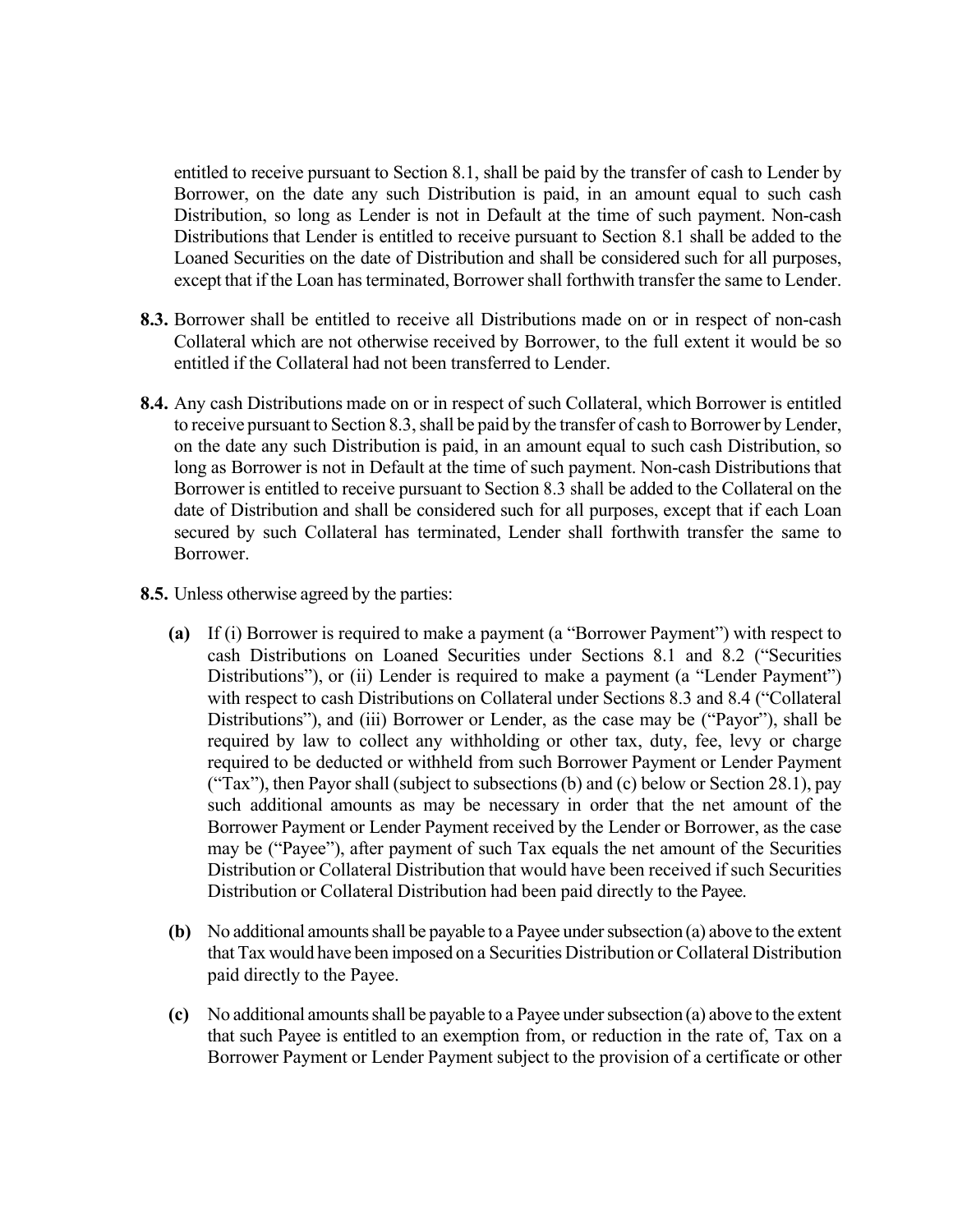entitled to receive pursuant to Section 8.1, shall be paid by the transfer of cash to Lender by Borrower, on the date any such Distribution is paid, in an amount equal to such cash Distribution, so long as Lender is not in Default at the time of such payment. Non-cash Distributions that Lender is entitled to receive pursuant to Section 8.1 shall be added to the Loaned Securities on the date of Distribution and shall be considered such for all purposes, except that if the Loan has terminated, Borrower shall forthwith transfer the same to Lender.

**8.3.** Borrower shall be entitled to receive all Distributions made on or in respect of non-cash Collateral which are not otherwise received by Borrower, to the full extent it would be so entitled if the Collateral had not been transferred to Lender.

**8.4.** Any cash Distributions made on or in respect of such Collateral, which Borrower is entitled to receive pursuant to Section 8.3, shall be paid by the transfer of cash to Borrower by Lender, on the date any such Distribution is paid, in an amount equal to such cash Distribution, so long as Borrower is not in Default at the time of such payment. Non-cash Distributions that Borrower is entitled to receive pursuant to Section 8.3 shall be added to the Collateral on the date of Distribution and shall be considered such for all purposes, except that if each Loan secured by such Collateral has terminated, Lender shall forthwith transfer the same to Borrower.

**8.5.** Unless otherwise agreed by the parties:

**(a)** If (i) Borrower is required to make a payment (a "Borrower Payment") with respect to cash Distributions on Loaned Securities under Sections 8.1 and 8.2 ("Securities Distributions"), or (ii) Lender is required to make a payment (a "Lender Payment") with respect to cash Distributions on Collateral under Sections 8.3 and 8.4 ("Collateral Distributions"), and (iii) Borrower or Lender, as the case may be ("Payor"), shall be required by law to collect any withholding or other tax, duty, fee, levy or charge required to be deducted or withheld from such Borrower Payment or Lender Payment ("Tax"), then Payor shall (subject to subsections (b) and (c) below or Section 28.1), pay such additional amounts as may be necessary in order that the net amount of the Borrower Payment or Lender Payment received by the Lender or Borrower, as the case may be ("Payee"), after payment of such Tax equals the net amount of the Securities Distribution or Collateral Distribution that would have been received if such Securities Distribution or Collateral Distribution had been paid directly to the Payee.

**(b)** No additional amounts shall be payable to a Payee under subsection (a) above to the extent that Tax would have been imposed on a Securities Distribution or Collateral Distribution paid directly to the Payee.

**(c)** No additional amounts shall be payable to a Payee under subsection (a) above to the extent that such Payee is entitled to an exemption from, or reduction in the rate of, Tax on a Borrower Payment or Lender Payment subject to the provision of a certificate or other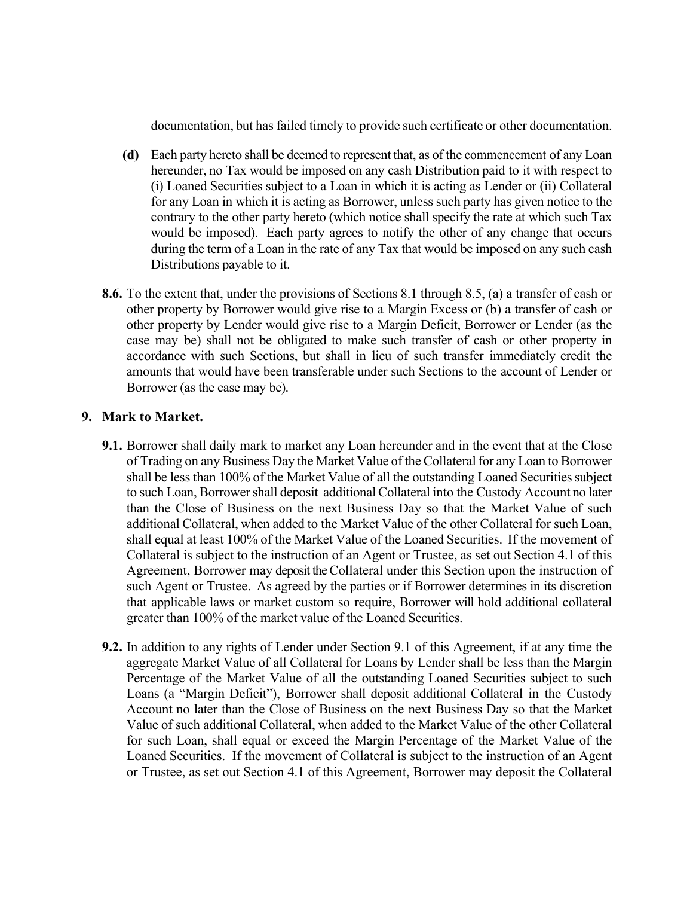documentation, but has failed timely to provide such certificate or other documentation.

**(d)** Each party hereto shall be deemed to represent that, as of the commencement of any Loan hereunder, no Tax would be imposed on any cash Distribution paid to it with respect to (i) Loaned Securities subject to a Loan in which it is acting as Lender or (ii) Collateral for any Loan in which it is acting as Borrower, unless such party has given notice to the contrary to the other party hereto (which notice shall specify the rate at which such Tax would be imposed). Each party agrees to notify the other of any change that occurs during the term of a Loan in the rate of any Tax that would be imposed on any such cash Distributions payable to it.

**8.6.** To the extent that, under the provisions of Sections 8.1 through 8.5, (a) a transfer of cash or other property by Borrower would give rise to a Margin Excess or (b) a transfer of cash or other property by Lender would give rise to a Margin Deficit, Borrower or Lender (as the case may be) shall not be obligated to make such transfer of cash or other property in accordance with such Sections, but shall in lieu of such transfer immediately credit the amounts that would have been transferable under such Sections to the account of Lender or Borrower (as the case may be).

## 9. Mark to Market.

**9.1.** Borrower shall daily mark to market any Loan hereunder and in the event that at the Close of Trading on any Business Day the Market Value of the Collateral for any Loan to Borrower shall be less than 100% of the Market Value of all the outstanding Loaned Securities subject to such Loan, Borrower shall deposit additional Collateral into the Custody Account no later than the Close of Business on the next Business Day so that the Market Value of such additional Collateral, when added to the Market Value of the other Collateral for such Loan, shall equal at least 100% of the Market Value of the Loaned Securities. If the movement of Collateral is subject to the instruction of an Agent or Trustee, as set out Section 4.1 of this Agreement, Borrower may deposit the Collateral under this Section upon the instruction of such Agent or Trustee. As agreed by the parties or if Borrower determines in its discretion that applicable laws or market custom so require, Borrower will hold additional collateral greater than 100% of the market value of the Loaned Securities.

**9.2.** In addition to any rights of Lender under Section 9.1 of this Agreement, if at any time the aggregate Market Value of all Collateral for Loans by Lender shall be less than the Margin Percentage of the Market Value of all the outstanding Loaned Securities subject to such Loans (a "Margin Deficit"), Borrower shall deposit additional Collateral in the Custody Account no later than the Close of Business on the next Business Day so that the Market Value of such additional Collateral, when added to the Market Value of the other Collateral for such Loan, shall equal or exceed the Margin Percentage of the Market Value of the Loaned Securities. If the movement of Collateral is subject to the instruction of an Agent or Trustee, as set out Section 4.1 of this Agreement, Borrower may deposit the Collateral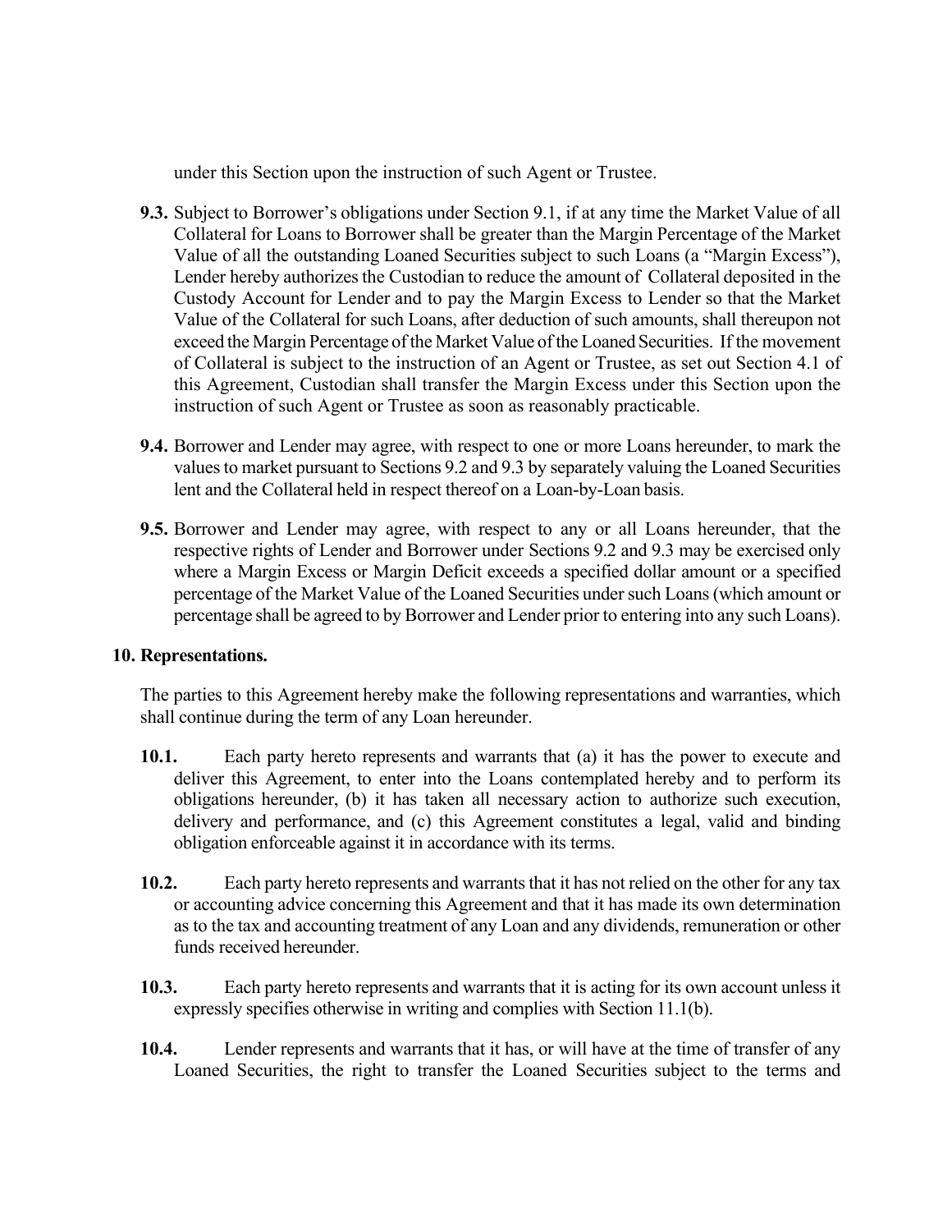under this Section upon the instruction of such Agent or Trustee.

**9.3.** Subject to Borrower's obligations under Section 9.1, if at any time the Market Value of all Collateral for Loans to Borrower shall be greater than the Margin Percentage of the Market Value of all the outstanding Loaned Securities subject to such Loans (a "Margin Excess"), Lender hereby authorizes the Custodian to reduce the amount of Collateral deposited in the Custody Account for Lender and to pay the Margin Excess to Lender so that the Market Value of the Collateral for such Loans, after deduction of such amounts, shall thereupon not exceed the Margin Percentage of the Market Value of the Loaned Securities. If the movement of Collateral is subject to the instruction of an Agent or Trustee, as set out Section 4.1 of this Agreement, Custodian shall transfer the Margin Excess under this Section upon the instruction of such Agent or Trustee as soon as reasonably practicable.

**9.4.** Borrower and Lender may agree, with respect to one or more Loans hereunder, to mark the values to market pursuant to Sections 9.2 and 9.3 by separately valuing the Loaned Securities lent and the Collateral held in respect thereof on a Loan-by-Loan basis.

**9.5.** Borrower and Lender may agree, with respect to any or all Loans hereunder, that the respective rights of Lender and Borrower under Sections 9.2 and 9.3 may be exercised only where a Margin Excess or Margin Deficit exceeds a specified dollar amount or a specified percentage of the Market Value of the Loaned Securities under such Loans (which amount or percentage shall be agreed to by Borrower and Lender prior to entering into any such Loans).

## 10. Representations.

The parties to this Agreement hereby make the following representations and warranties, which shall continue during the term of any Loan hereunder.

**10.1.** Each party hereto represents and warrants that (a) it has the power to execute and deliver this Agreement, to enter into the Loans contemplated hereby and to perform its obligations hereunder, (b) it has taken all necessary action to authorize such execution, delivery and performance, and (c) this Agreement constitutes a legal, valid and binding obligation enforceable against it in accordance with its terms.

**10.2.** Each party hereto represents and warrants that it has not relied on the other for any tax or accounting advice concerning this Agreement and that it has made its own determination as to the tax and accounting treatment of any Loan and any dividends, remuneration or other funds received hereunder.

**10.3.** Each party hereto represents and warrants that it is acting for its own account unless it expressly specifies otherwise in writing and complies with Section 11.1(b).

**10.4.** Lender represents and warrants that it has, or will have at the time of transfer of any Loaned Securities, the right to transfer the Loaned Securities subject to the terms and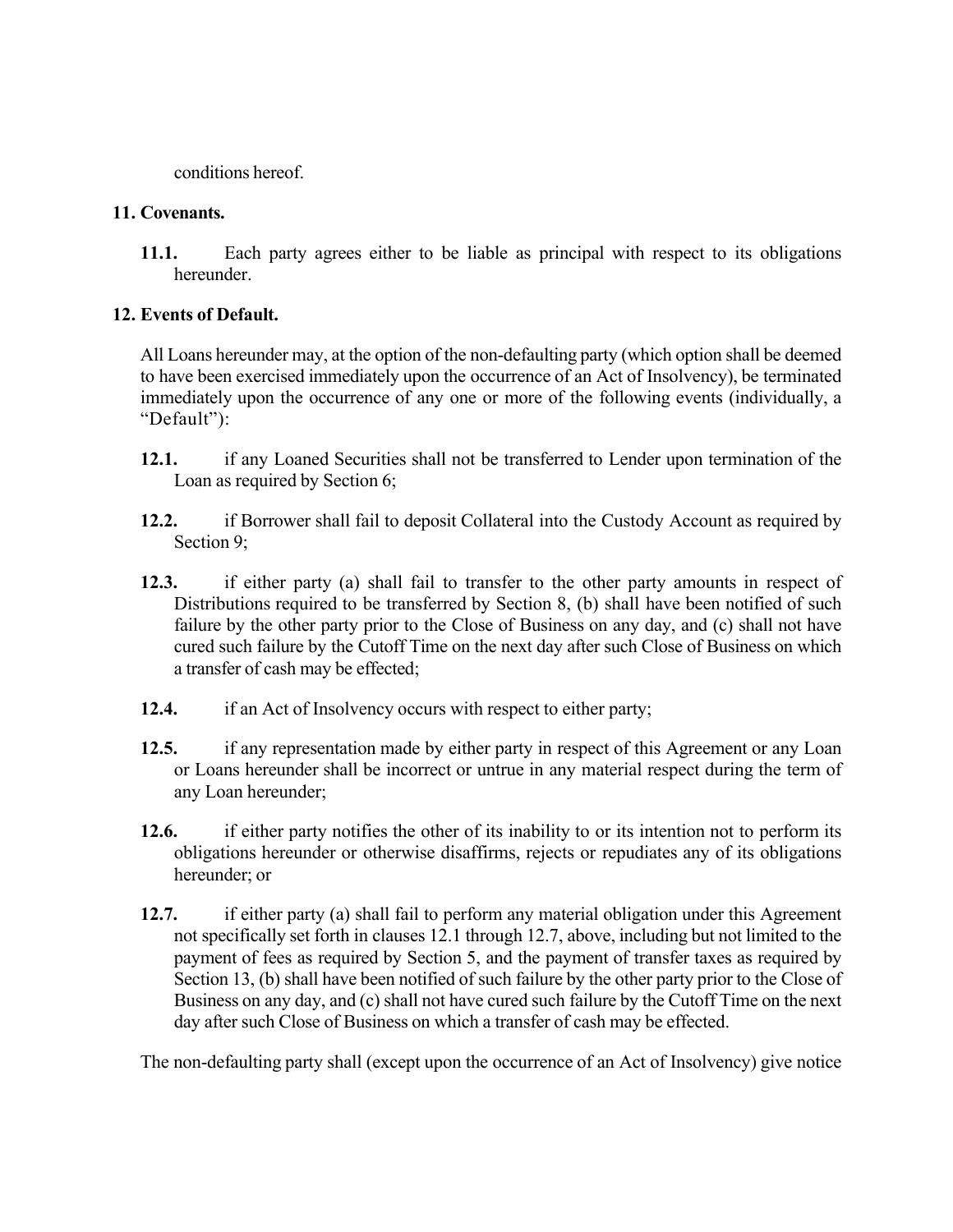conditions hereof.

**11. Covenants.**

**11.1.** Each party agrees either to be liable as principal with respect to its obligations hereunder.

**12. Events of Default.**

All Loans hereunder may, at the option of the non-defaulting party (which option shall be deemed to have been exercised immediately upon the occurrence of an Act of Insolvency), be terminated immediately upon the occurrence of any one or more of the following events (individually, a "Default"):

**12.1.** if any Loaned Securities shall not be transferred to Lender upon termination of the Loan as required by Section 6;

**12.2.** if Borrower shall fail to deposit Collateral into the Custody Account as required by Section 9;

**12.3.** if either party (a) shall fail to transfer to the other party amounts in respect of Distributions required to be transferred by Section 8, (b) shall have been notified of such failure by the other party prior to the Close of Business on any day, and (c) shall not have cured such failure by the Cutoff Time on the next day after such Close of Business on which a transfer of cash may be effected;

**12.4.** if an Act of Insolvency occurs with respect to either party;

**12.5.** if any representation made by either party in respect of this Agreement or any Loan or Loans hereunder shall be incorrect or untrue in any material respect during the term of any Loan hereunder;

**12.6.** if either party notifies the other of its inability to or its intention not to perform its obligations hereunder or otherwise disaffirms, rejects or repudiates any of its obligations hereunder; or

**12.7.** if either party (a) shall fail to perform any material obligation under this Agreement not specifically set forth in clauses 12.1 through 12.7, above, including but not limited to the payment of fees as required by Section 5, and the payment of transfer taxes as required by Section 13, (b) shall have been notified of such failure by the other party prior to the Close of Business on any day, and (c) shall not have cured such failure by the Cutoff Time on the next day after such Close of Business on which a transfer of cash may be effected.

The non-defaulting party shall (except upon the occurrence of an Act of Insolvency) give notice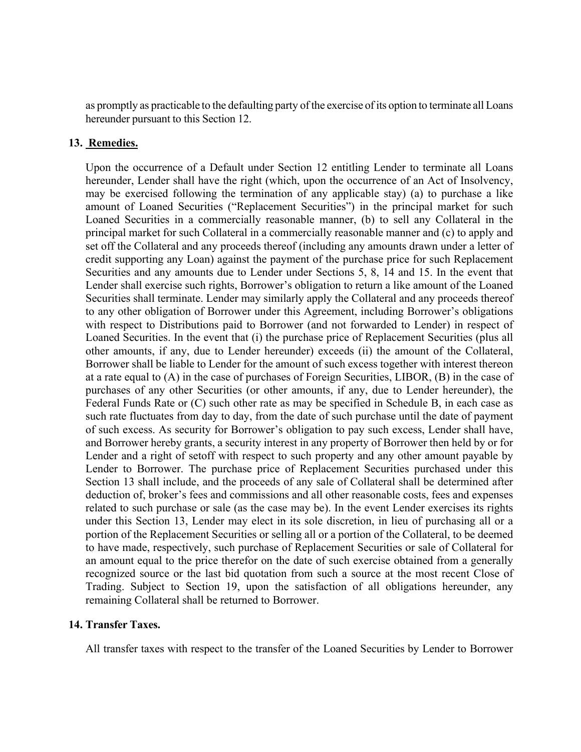as promptly as practicable to the defaulting party of the exercise of its option to terminate all Loans hereunder pursuant to this Section 12.

**13. Remedies.**

Upon the occurrence of a Default under Section 12 entitling Lender to terminate all Loans hereunder, Lender shall have the right (which, upon the occurrence of an Act of Insolvency, may be exercised following the termination of any applicable stay) (a) to purchase a like amount of Loaned Securities ("Replacement Securities") in the principal market for such Loaned Securities in a commercially reasonable manner, (b) to sell any Collateral in the principal market for such Collateral in a commercially reasonable manner and (c) to apply and set off the Collateral and any proceeds thereof (including any amounts drawn under a letter of credit supporting any Loan) against the payment of the purchase price for such Replacement Securities and any amounts due to Lender under Sections 5, 8, 14 and 15. In the event that Lender shall exercise such rights, Borrower's obligation to return a like amount of the Loaned Securities shall terminate. Lender may similarly apply the Collateral and any proceeds thereof to any other obligation of Borrower under this Agreement, including Borrower's obligations with respect to Distributions paid to Borrower (and not forwarded to Lender) in respect of Loaned Securities. In the event that (i) the purchase price of Replacement Securities (plus all other amounts, if any, due to Lender hereunder) exceeds (ii) the amount of the Collateral, Borrower shall be liable to Lender for the amount of such excess together with interest thereon at a rate equal to (A) in the case of purchases of Foreign Securities, LIBOR, (B) in the case of purchases of any other Securities (or other amounts, if any, due to Lender hereunder), the Federal Funds Rate or (C) such other rate as may be specified in Schedule B, in each case as such rate fluctuates from day to day, from the date of such purchase until the date of payment of such excess. As security for Borrower's obligation to pay such excess, Lender shall have, and Borrower hereby grants, a security interest in any property of Borrower then held by or for Lender and a right of setoff with respect to such property and any other amount payable by Lender to Borrower. The purchase price of Replacement Securities purchased under this Section 13 shall include, and the proceeds of any sale of Collateral shall be determined after deduction of, broker's fees and commissions and all other reasonable costs, fees and expenses related to such purchase or sale (as the case may be). In the event Lender exercises its rights under this Section 13, Lender may elect in its sole discretion, in lieu of purchasing all or a portion of the Replacement Securities or selling all or a portion of the Collateral, to be deemed to have made, respectively, such purchase of Replacement Securities or sale of Collateral for an amount equal to the price therefor on the date of such exercise obtained from a generally recognized source or the last bid quotation from such a source at the most recent Close of Trading. Subject to Section 19, upon the satisfaction of all obligations hereunder, any remaining Collateral shall be returned to Borrower.

**14. Transfer Taxes.**

All transfer taxes with respect to the transfer of the Loaned Securities by Lender to Borrower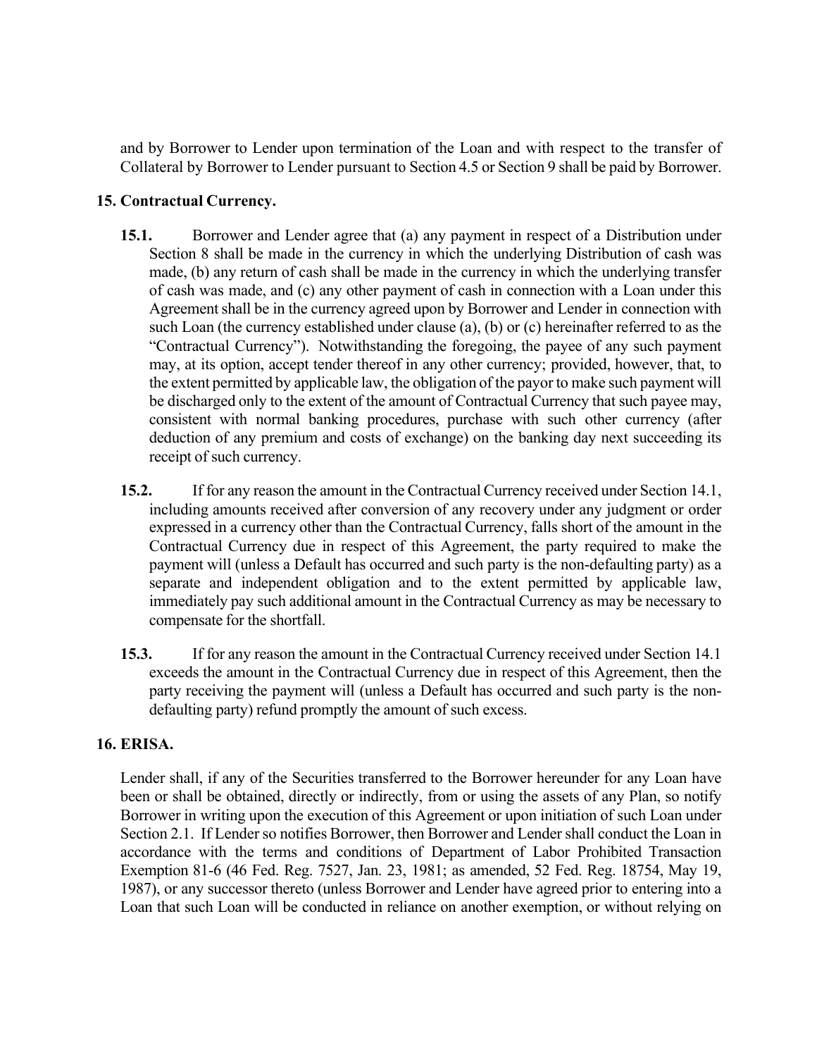and by Borrower to Lender upon termination of the Loan and with respect to the transfer of Collateral by Borrower to Lender pursuant to Section 4.5 or Section 9 shall be paid by Borrower.

## 15. Contractual Currency.

**15.1.** Borrower and Lender agree that (a) any payment in respect of a Distribution under Section 8 shall be made in the currency in which the underlying Distribution of cash was made, (b) any return of cash shall be made in the currency in which the underlying transfer of cash was made, and (c) any other payment of cash in connection with a Loan under this Agreement shall be in the currency agreed upon by Borrower and Lender in connection with such Loan (the currency established under clause (a), (b) or (c) hereinafter referred to as the "Contractual Currency"). Notwithstanding the foregoing, the payee of any such payment may, at its option, accept tender thereof in any other currency; provided, however, that, to the extent permitted by applicable law, the obligation of the payor to make such payment will be discharged only to the extent of the amount of Contractual Currency that such payee may, consistent with normal banking procedures, purchase with such other currency (after deduction of any premium and costs of exchange) on the banking day next succeeding its receipt of such currency.

**15.2.** If for any reason the amount in the Contractual Currency received under Section 14.1, including amounts received after conversion of any recovery under any judgment or order expressed in a currency other than the Contractual Currency, falls short of the amount in the Contractual Currency due in respect of this Agreement, the party required to make the payment will (unless a Default has occurred and such party is the non-defaulting party) as a separate and independent obligation and to the extent permitted by applicable law, immediately pay such additional amount in the Contractual Currency as may be necessary to compensate for the shortfall.

**15.3.** If for any reason the amount in the Contractual Currency received under Section 14.1 exceeds the amount in the Contractual Currency due in respect of this Agreement, then the party receiving the payment will (unless a Default has occurred and such party is the non-defaulting party) refund promptly the amount of such excess.

## 16. ERISA.

Lender shall, if any of the Securities transferred to the Borrower hereunder for any Loan have been or shall be obtained, directly or indirectly, from or using the assets of any Plan, so notify Borrower in writing upon the execution of this Agreement or upon initiation of such Loan under Section 2.1. If Lender so notifies Borrower, then Borrower and Lender shall conduct the Loan in accordance with the terms and conditions of Department of Labor Prohibited Transaction Exemption 81-6 (46 Fed. Reg. 7527, Jan. 23, 1981; as amended, 52 Fed. Reg. 18754, May 19, 1987), or any successor thereto (unless Borrower and Lender have agreed prior to entering into a Loan that such Loan will be conducted in reliance on another exemption, or without relying on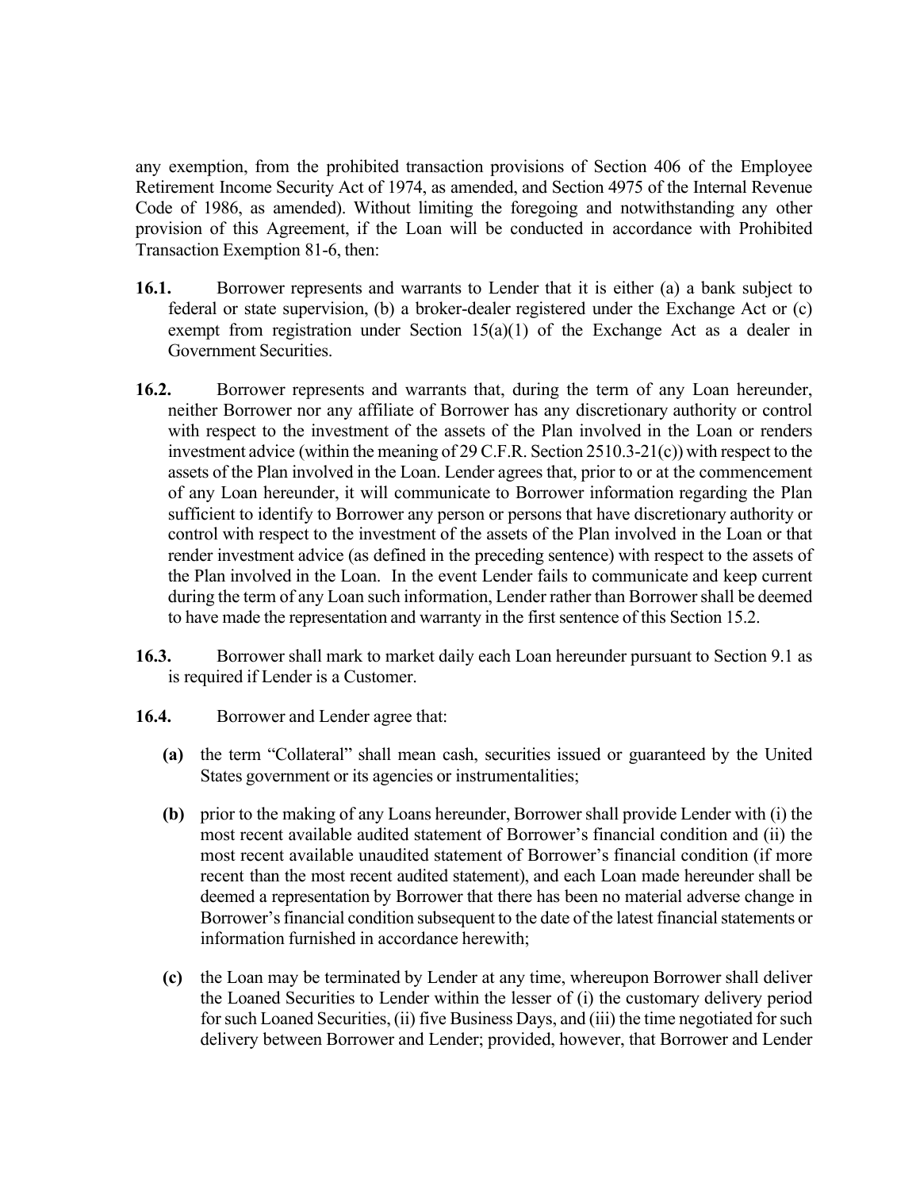any exemption, from the prohibited transaction provisions of Section 406 of the Employee Retirement Income Security Act of 1974, as amended, and Section 4975 of the Internal Revenue Code of 1986, as amended). Without limiting the foregoing and notwithstanding any other provision of this Agreement, if the Loan will be conducted in accordance with Prohibited Transaction Exemption 81-6, then:

**16.1.** Borrower represents and warrants to Lender that it is either (a) a bank subject to federal or state supervision, (b) a broker-dealer registered under the Exchange Act or (c) exempt from registration under Section 15(a)(1) of the Exchange Act as a dealer in Government Securities.

**16.2.** Borrower represents and warrants that, during the term of any Loan hereunder, neither Borrower nor any affiliate of Borrower has any discretionary authority or control with respect to the investment of the assets of the Plan involved in the Loan or renders investment advice (within the meaning of 29 C.F.R. Section 2510.3-21(c)) with respect to the assets of the Plan involved in the Loan. Lender agrees that, prior to or at the commencement of any Loan hereunder, it will communicate to Borrower information regarding the Plan sufficient to identify to Borrower any person or persons that have discretionary authority or control with respect to the investment of the assets of the Plan involved in the Loan or that render investment advice (as defined in the preceding sentence) with respect to the assets of the Plan involved in the Loan. In the event Lender fails to communicate and keep current during the term of any Loan such information, Lender rather than Borrower shall be deemed to have made the representation and warranty in the first sentence of this Section 15.2.

**16.3.** Borrower shall mark to market daily each Loan hereunder pursuant to Section 9.1 as is required if Lender is a Customer.

**16.4.** Borrower and Lender agree that:

- **(a)** the term "Collateral" shall mean cash, securities issued or guaranteed by the United States government or its agencies or instrumentalities;

- **(b)** prior to the making of any Loans hereunder, Borrower shall provide Lender with (i) the most recent available audited statement of Borrower's financial condition and (ii) the most recent available unaudited statement of Borrower's financial condition (if more recent than the most recent audited statement), and each Loan made hereunder shall be deemed a representation by Borrower that there has been no material adverse change in Borrower's financial condition subsequent to the date of the latest financial statements or information furnished in accordance herewith;

- **(c)** the Loan may be terminated by Lender at any time, whereupon Borrower shall deliver the Loaned Securities to Lender within the lesser of (i) the customary delivery period for such Loaned Securities, (ii) five Business Days, and (iii) the time negotiated for such delivery between Borrower and Lender; provided, however, that Borrower and Lender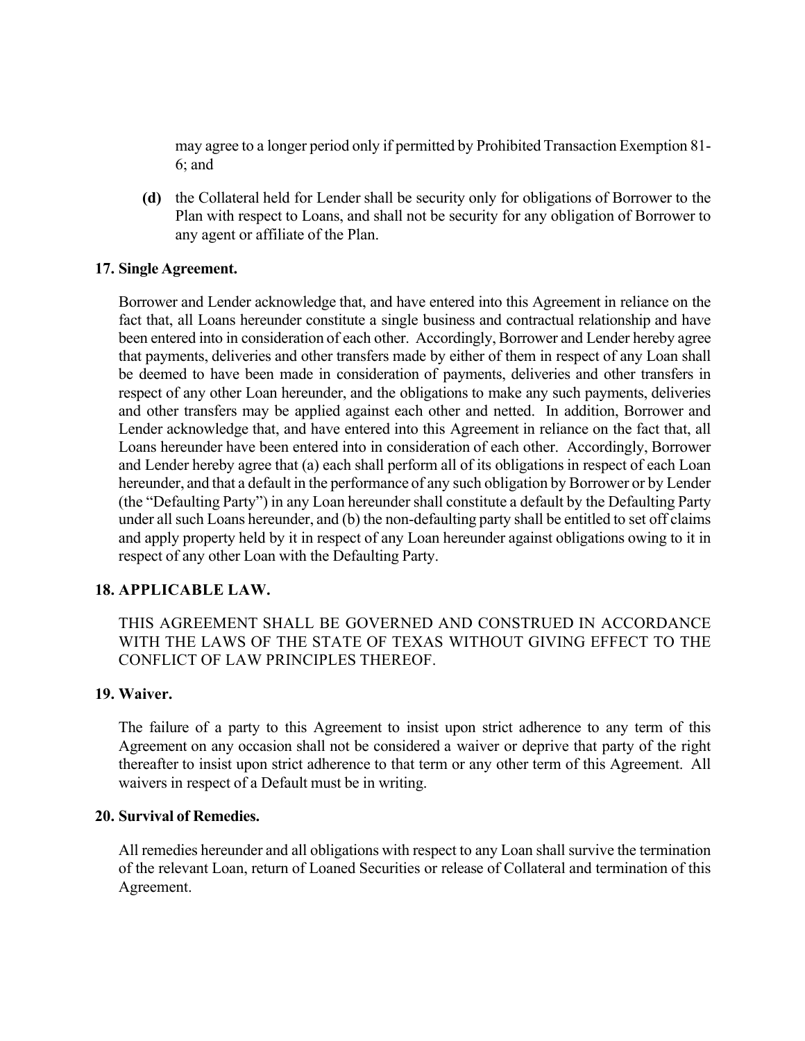may agree to a longer period only if permitted by Prohibited Transaction Exemption 81-6; and

**(d)** the Collateral held for Lender shall be security only for obligations of Borrower to the Plan with respect to Loans, and shall not be security for any obligation of Borrower to any agent or affiliate of the Plan.

**17. Single Agreement.**

Borrower and Lender acknowledge that, and have entered into this Agreement in reliance on the fact that, all Loans hereunder constitute a single business and contractual relationship and have been entered into in consideration of each other. Accordingly, Borrower and Lender hereby agree that payments, deliveries and other transfers made by either of them in respect of any Loan shall be deemed to have been made in consideration of payments, deliveries and other transfers in respect of any other Loan hereunder, and the obligations to make any such payments, deliveries and other transfers may be applied against each other and netted. In addition, Borrower and Lender acknowledge that, and have entered into this Agreement in reliance on the fact that, all Loans hereunder have been entered into in consideration of each other. Accordingly, Borrower and Lender hereby agree that (a) each shall perform all of its obligations in respect of each Loan hereunder, and that a default in the performance of any such obligation by Borrower or by Lender (the "Defaulting Party") in any Loan hereunder shall constitute a default by the Defaulting Party under all such Loans hereunder, and (b) the non-defaulting party shall be entitled to set off claims and apply property held by it in respect of any Loan hereunder against obligations owing to it in respect of any other Loan with the Defaulting Party.

**18. APPLICABLE LAW.**

THIS AGREEMENT SHALL BE GOVERNED AND CONSTRUED IN ACCORDANCE WITH THE LAWS OF THE STATE OF TEXAS WITHOUT GIVING EFFECT TO THE CONFLICT OF LAW PRINCIPLES THEREOF.

**19. Waiver.**

The failure of a party to this Agreement to insist upon strict adherence to any term of this Agreement on any occasion shall not be considered a waiver or deprive that party of the right thereafter to insist upon strict adherence to that term or any other term of this Agreement. All waivers in respect of a Default must be in writing.

**20. Survival of Remedies.**

All remedies hereunder and all obligations with respect to any Loan shall survive the termination of the relevant Loan, return of Loaned Securities or release of Collateral and termination of this Agreement.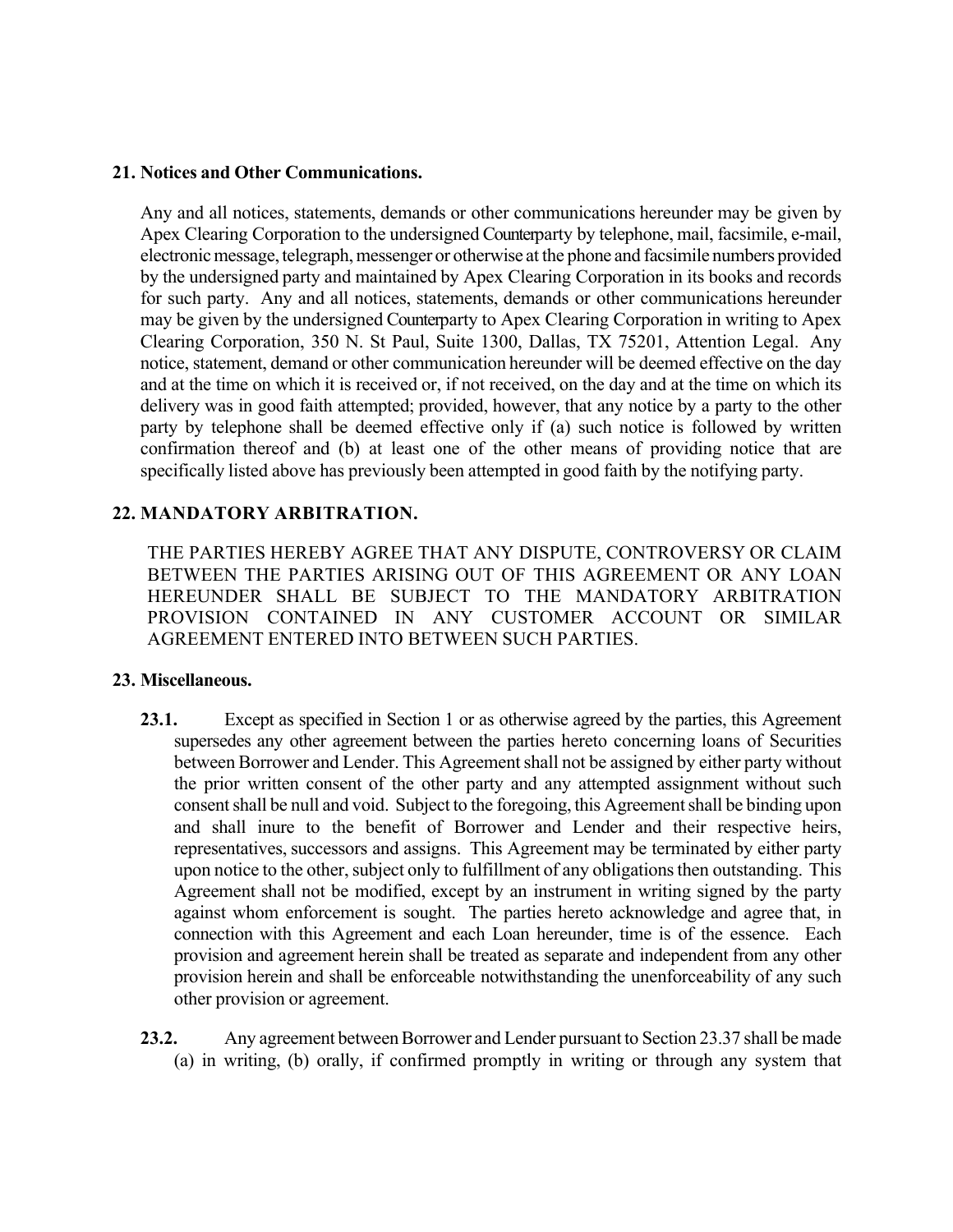**21. Notices and Other Communications.**

Any and all notices, statements, demands or other communications hereunder may be given by Apex Clearing Corporation to the undersigned Counterparty by telephone, mail, facsimile, e-mail, electronic message, telegraph, messenger or otherwise at the phone and facsimile numbers provided by the undersigned party and maintained by Apex Clearing Corporation in its books and records for such party. Any and all notices, statements, demands or other communications hereunder may be given by the undersigned Counterparty to Apex Clearing Corporation in writing to Apex Clearing Corporation, 350 N. St Paul, Suite 1300, Dallas, TX 75201, Attention Legal. Any notice, statement, demand or other communication hereunder will be deemed effective on the day and at the time on which it is received or, if not received, on the day and at the time on which its delivery was in good faith attempted; provided, however, that any notice by a party to the other party by telephone shall be deemed effective only if (a) such notice is followed by written confirmation thereof and (b) at least one of the other means of providing notice that are specifically listed above has previously been attempted in good faith by the notifying party.

**22. MANDATORY ARBITRATION.**

THE PARTIES HEREBY AGREE THAT ANY DISPUTE, CONTROVERSY OR CLAIM BETWEEN THE PARTIES ARISING OUT OF THIS AGREEMENT OR ANY LOAN HEREUNDER SHALL BE SUBJECT TO THE MANDATORY ARBITRATION PROVISION CONTAINED IN ANY CUSTOMER ACCOUNT OR SIMILAR AGREEMENT ENTERED INTO BETWEEN SUCH PARTIES.

**23. Miscellaneous.**

**23.1.** Except as specified in Section 1 or as otherwise agreed by the parties, this Agreement supersedes any other agreement between the parties hereto concerning loans of Securities between Borrower and Lender. This Agreement shall not be assigned by either party without the prior written consent of the other party and any attempted assignment without such consent shall be null and void. Subject to the foregoing, this Agreement shall be binding upon and shall inure to the benefit of Borrower and Lender and their respective heirs, representatives, successors and assigns. This Agreement may be terminated by either party upon notice to the other, subject only to fulfillment of any obligations then outstanding. This Agreement shall not be modified, except by an instrument in writing signed by the party against whom enforcement is sought. The parties hereto acknowledge and agree that, in connection with this Agreement and each Loan hereunder, time is of the essence. Each provision and agreement herein shall be treated as separate and independent from any other provision herein and shall be enforceable notwithstanding the unenforceability of any such other provision or agreement.

**23.2.** Any agreement between Borrower and Lender pursuant to Section 23.37 shall be made (a) in writing, (b) orally, if confirmed promptly in writing or through any system that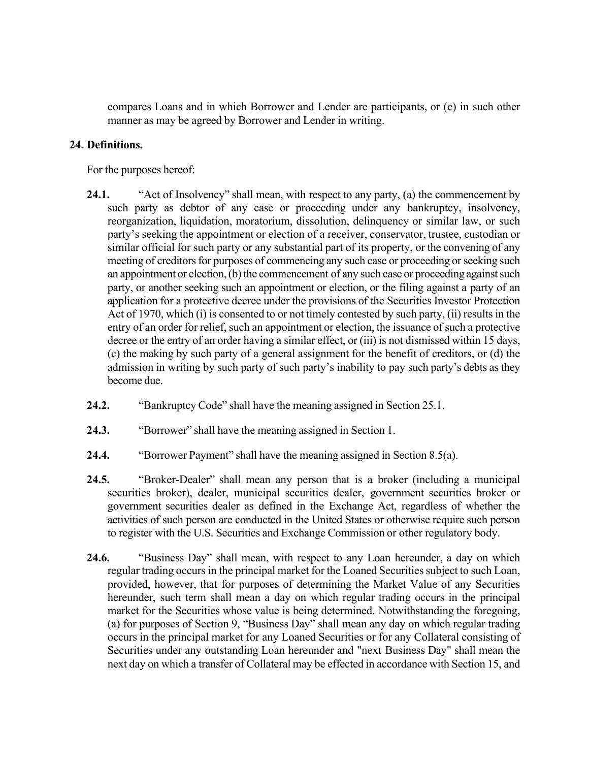compares Loans and in which Borrower and Lender are participants, or (c) in such other manner as may be agreed by Borrower and Lender in writing.

## 24. Definitions.

For the purposes hereof:

**24.1.** "Act of Insolvency" shall mean, with respect to any party, (a) the commencement by such party as debtor of any case or proceeding under any bankruptcy, insolvency, reorganization, liquidation, moratorium, dissolution, delinquency or similar law, or such party's seeking the appointment or election of a receiver, conservator, trustee, custodian or similar official for such party or any substantial part of its property, or the convening of any meeting of creditors for purposes of commencing any such case or proceeding or seeking such an appointment or election, (b) the commencement of any such case or proceeding against such party, or another seeking such an appointment or election, or the filing against a party of an application for a protective decree under the provisions of the Securities Investor Protection Act of 1970, which (i) is consented to or not timely contested by such party, (ii) results in the entry of an order for relief, such an appointment or election, the issuance of such a protective decree or the entry of an order having a similar effect, or (iii) is not dismissed within 15 days, (c) the making by such party of a general assignment for the benefit of creditors, or (d) the admission in writing by such party of such party's inability to pay such party's debts as they become due.

**24.2.** "Bankruptcy Code" shall have the meaning assigned in Section 25.1.

**24.3.** "Borrower" shall have the meaning assigned in Section 1.

**24.4.** "Borrower Payment" shall have the meaning assigned in Section 8.5(a).

**24.5.** "Broker-Dealer" shall mean any person that is a broker (including a municipal securities broker), dealer, municipal securities dealer, government securities broker or government securities dealer as defined in the Exchange Act, regardless of whether the activities of such person are conducted in the United States or otherwise require such person to register with the U.S. Securities and Exchange Commission or other regulatory body.

**24.6.** "Business Day" shall mean, with respect to any Loan hereunder, a day on which regular trading occurs in the principal market for the Loaned Securities subject to such Loan, provided, however, that for purposes of determining the Market Value of any Securities hereunder, such term shall mean a day on which regular trading occurs in the principal market for the Securities whose value is being determined. Notwithstanding the foregoing, (a) for purposes of Section 9, "Business Day" shall mean any day on which regular trading occurs in the principal market for any Loaned Securities or for any Collateral consisting of Securities under any outstanding Loan hereunder and "next Business Day" shall mean the next day on which a transfer of Collateral may be effected in accordance with Section 15, and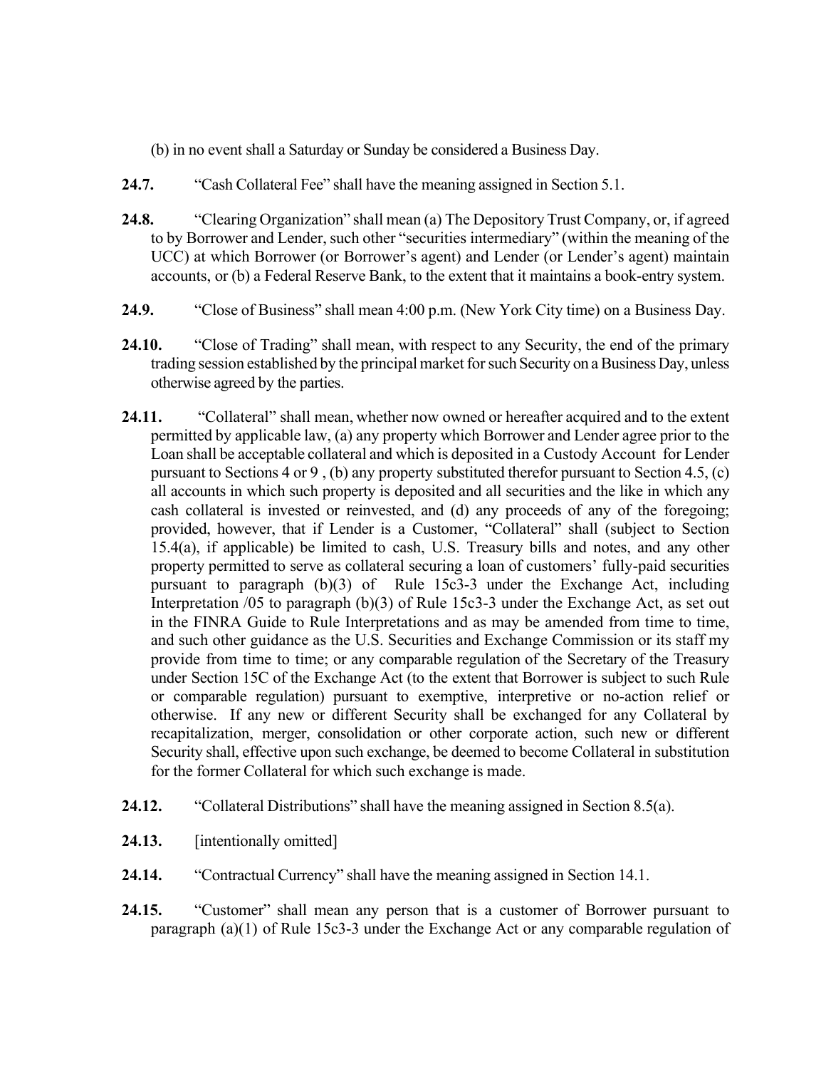(b) in no event shall a Saturday or Sunday be considered a Business Day.

**24.7.** "Cash Collateral Fee" shall have the meaning assigned in Section 5.1.

**24.8.** "Clearing Organization" shall mean (a) The Depository Trust Company, or, if agreed to by Borrower and Lender, such other "securities intermediary" (within the meaning of the UCC) at which Borrower (or Borrower's agent) and Lender (or Lender's agent) maintain accounts, or (b) a Federal Reserve Bank, to the extent that it maintains a book-entry system.

**24.9.** "Close of Business" shall mean 4:00 p.m. (New York City time) on a Business Day.

**24.10.** "Close of Trading" shall mean, with respect to any Security, the end of the primary trading session established by the principal market for such Security on a Business Day, unless otherwise agreed by the parties.

**24.11.** "Collateral" shall mean, whether now owned or hereafter acquired and to the extent permitted by applicable law, (a) any property which Borrower and Lender agree prior to the Loan shall be acceptable collateral and which is deposited in a Custody Account for Lender pursuant to Sections 4 or 9 , (b) any property substituted therefor pursuant to Section 4.5, (c) all accounts in which such property is deposited and all securities and the like in which any cash collateral is invested or reinvested, and (d) any proceeds of any of the foregoing; provided, however, that if Lender is a Customer, "Collateral" shall (subject to Section 15.4(a), if applicable) be limited to cash, U.S. Treasury bills and notes, and any other property permitted to serve as collateral securing a loan of customers' fully-paid securities pursuant to paragraph (b)(3) of Rule 15c3-3 under the Exchange Act, including Interpretation /05 to paragraph (b)(3) of Rule 15c3-3 under the Exchange Act, as set out in the FINRA Guide to Rule Interpretations and as may be amended from time to time, and such other guidance as the U.S. Securities and Exchange Commission or its staff my provide from time to time; or any comparable regulation of the Secretary of the Treasury under Section 15C of the Exchange Act (to the extent that Borrower is subject to such Rule or comparable regulation) pursuant to exemptive, interpretive or no-action relief or otherwise. If any new or different Security shall be exchanged for any Collateral by recapitalization, merger, consolidation or other corporate action, such new or different Security shall, effective upon such exchange, be deemed to become Collateral in substitution for the former Collateral for which such exchange is made.

**24.12.** "Collateral Distributions" shall have the meaning assigned in Section 8.5(a).

**24.13.** [intentionally omitted]

**24.14.** "Contractual Currency" shall have the meaning assigned in Section 14.1.

**24.15.** "Customer" shall mean any person that is a customer of Borrower pursuant to paragraph (a)(1) of Rule 15c3-3 under the Exchange Act or any comparable regulation of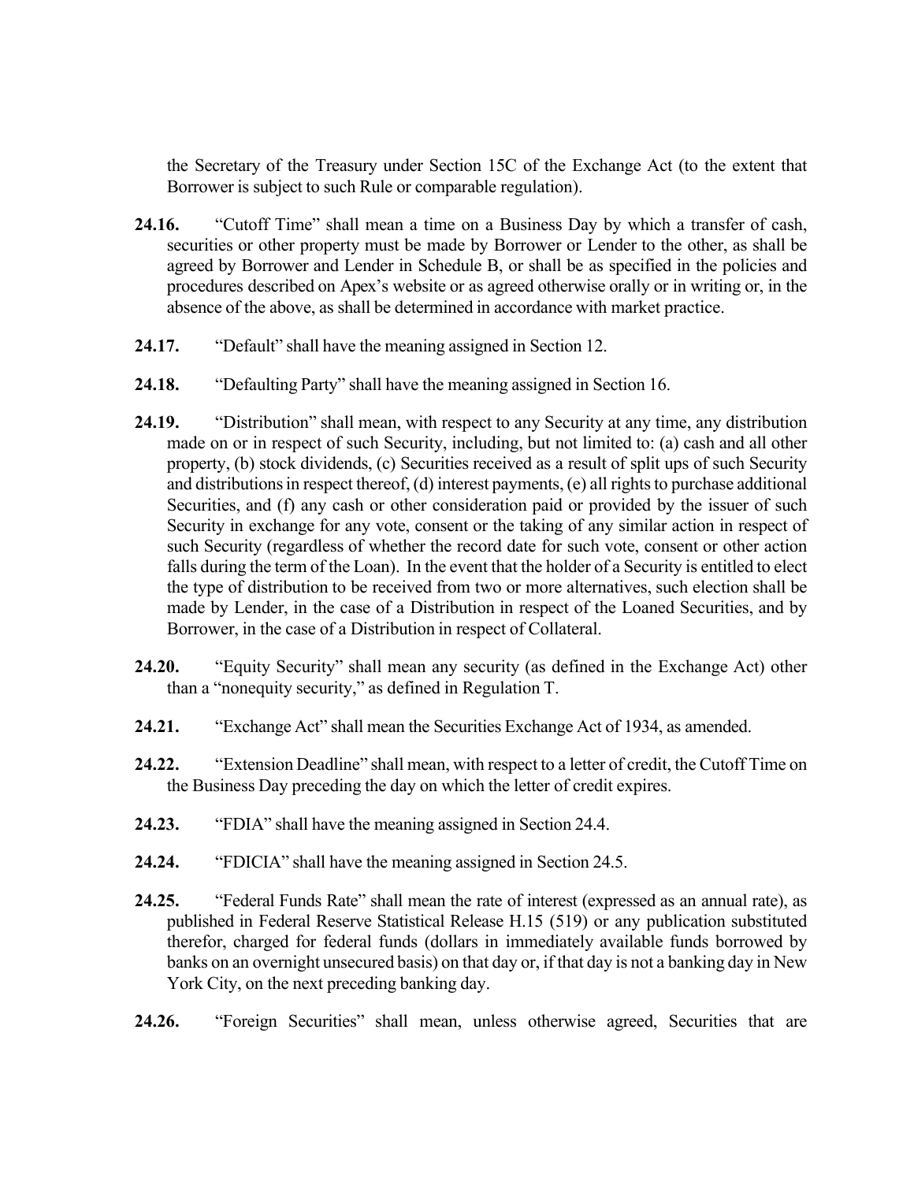the Secretary of the Treasury under Section 15C of the Exchange Act (to the extent that Borrower is subject to such Rule or comparable regulation).

**24.16.** "Cutoff Time" shall mean a time on a Business Day by which a transfer of cash, securities or other property must be made by Borrower or Lender to the other, as shall be agreed by Borrower and Lender in Schedule B, or shall be as specified in the policies and procedures described on Apex's website or as agreed otherwise orally or in writing or, in the absence of the above, as shall be determined in accordance with market practice.

**24.17.** "Default" shall have the meaning assigned in Section 12.

**24.18.** "Defaulting Party" shall have the meaning assigned in Section 16.

**24.19.** "Distribution" shall mean, with respect to any Security at any time, any distribution made on or in respect of such Security, including, but not limited to: (a) cash and all other property, (b) stock dividends, (c) Securities received as a result of split ups of such Security and distributions in respect thereof, (d) interest payments, (e) all rights to purchase additional Securities, and (f) any cash or other consideration paid or provided by the issuer of such Security in exchange for any vote, consent or the taking of any similar action in respect of such Security (regardless of whether the record date for such vote, consent or other action falls during the term of the Loan). In the event that the holder of a Security is entitled to elect the type of distribution to be received from two or more alternatives, such election shall be made by Lender, in the case of a Distribution in respect of the Loaned Securities, and by Borrower, in the case of a Distribution in respect of Collateral.

**24.20.** "Equity Security" shall mean any security (as defined in the Exchange Act) other than a "nonequity security," as defined in Regulation T.

**24.21.** "Exchange Act" shall mean the Securities Exchange Act of 1934, as amended.

**24.22.** "Extension Deadline" shall mean, with respect to a letter of credit, the Cutoff Time on the Business Day preceding the day on which the letter of credit expires.

**24.23.** "FDIA" shall have the meaning assigned in Section 24.4.

**24.24.** "FDICIA" shall have the meaning assigned in Section 24.5.

**24.25.** "Federal Funds Rate" shall mean the rate of interest (expressed as an annual rate), as published in Federal Reserve Statistical Release H.15 (519) or any publication substituted therefor, charged for federal funds (dollars in immediately available funds borrowed by banks on an overnight unsecured basis) on that day or, if that day is not a banking day in New York City, on the next preceding banking day.

**24.26.** "Foreign Securities" shall mean, unless otherwise agreed, Securities that are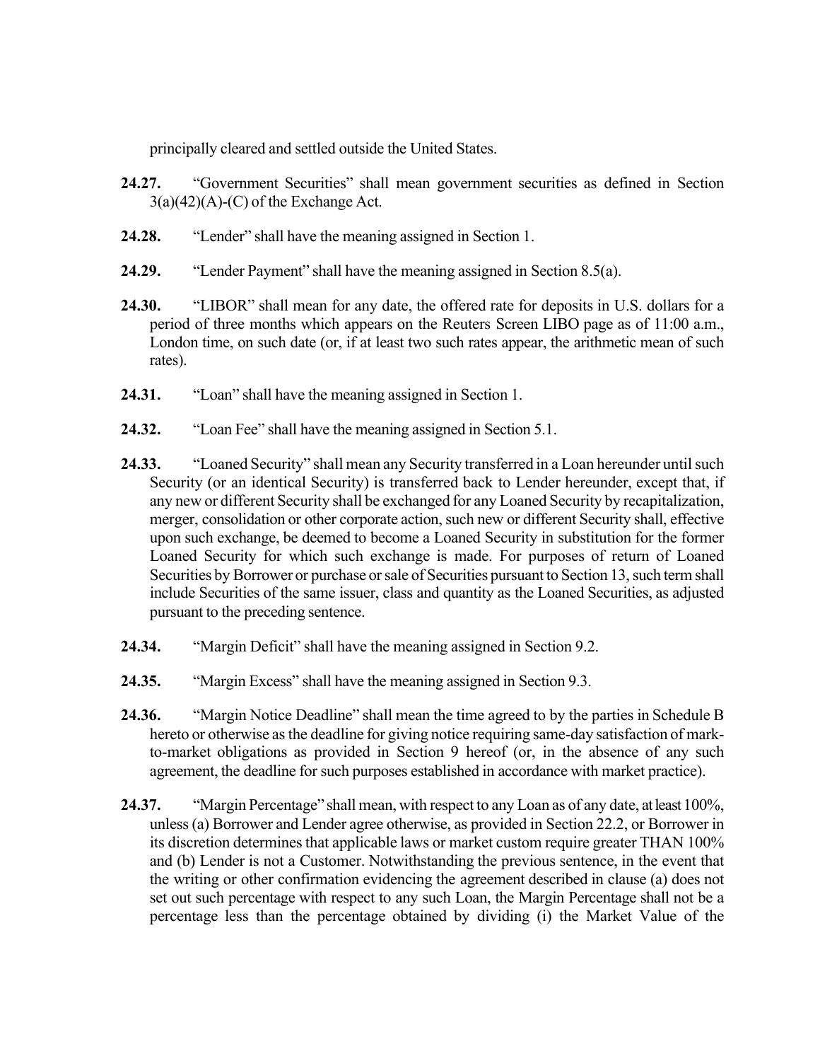principally cleared and settled outside the United States.

**24.27.** "Government Securities" shall mean government securities as defined in Section 3(a)(42)(A)-(C) of the Exchange Act.

**24.28.** "Lender" shall have the meaning assigned in Section 1.

**24.29.** "Lender Payment" shall have the meaning assigned in Section 8.5(a).

**24.30.** "LIBOR" shall mean for any date, the offered rate for deposits in U.S. dollars for a period of three months which appears on the Reuters Screen LIBO page as of 11:00 a.m., London time, on such date (or, if at least two such rates appear, the arithmetic mean of such rates).

**24.31.** "Loan" shall have the meaning assigned in Section 1.

**24.32.** "Loan Fee" shall have the meaning assigned in Section 5.1.

**24.33.** "Loaned Security" shall mean any Security transferred in a Loan hereunder until such Security (or an identical Security) is transferred back to Lender hereunder, except that, if any new or different Security shall be exchanged for any Loaned Security by recapitalization, merger, consolidation or other corporate action, such new or different Security shall, effective upon such exchange, be deemed to become a Loaned Security in substitution for the former Loaned Security for which such exchange is made. For purposes of return of Loaned Securities by Borrower or purchase or sale of Securities pursuant to Section 13, such term shall include Securities of the same issuer, class and quantity as the Loaned Securities, as adjusted pursuant to the preceding sentence.

**24.34.** "Margin Deficit" shall have the meaning assigned in Section 9.2.

**24.35.** "Margin Excess" shall have the meaning assigned in Section 9.3.

**24.36.** "Margin Notice Deadline" shall mean the time agreed to by the parties in Schedule B hereto or otherwise as the deadline for giving notice requiring same-day satisfaction of mark-to-market obligations as provided in Section 9 hereof (or, in the absence of any such agreement, the deadline for such purposes established in accordance with market practice).

**24.37.** "Margin Percentage" shall mean, with respect to any Loan as of any date, at least 100%, unless (a) Borrower and Lender agree otherwise, as provided in Section 22.2, or Borrower in its discretion determines that applicable laws or market custom require greater THAN 100% and (b) Lender is not a Customer. Notwithstanding the previous sentence, in the event that the writing or other confirmation evidencing the agreement described in clause (a) does not set out such percentage with respect to any such Loan, the Margin Percentage shall not be a percentage less than the percentage obtained by dividing (i) the Market Value of the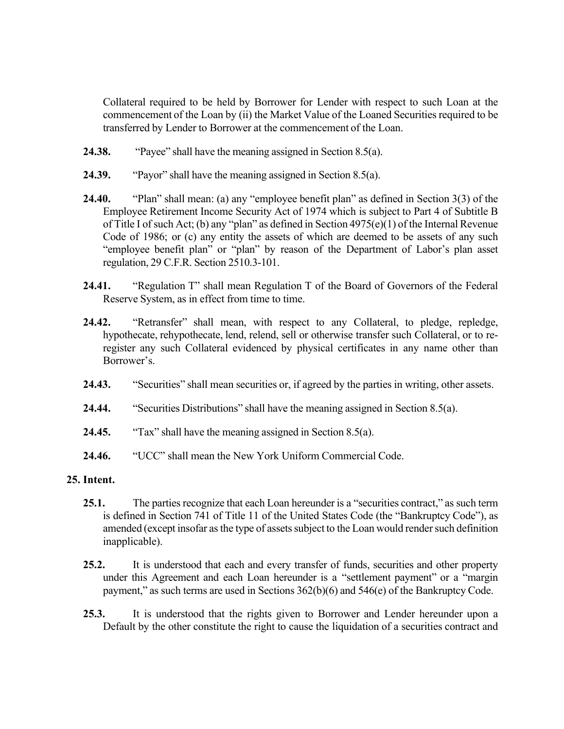Collateral required to be held by Borrower for Lender with respect to such Loan at the commencement of the Loan by (ii) the Market Value of the Loaned Securities required to be transferred by Lender to Borrower at the commencement of the Loan.

**24.38.** "Payee" shall have the meaning assigned in Section 8.5(a).

**24.39.** "Payor" shall have the meaning assigned in Section 8.5(a).

**24.40.** "Plan" shall mean: (a) any "employee benefit plan" as defined in Section 3(3) of the Employee Retirement Income Security Act of 1974 which is subject to Part 4 of Subtitle B of Title I of such Act; (b) any "plan" as defined in Section 4975(e)(1) of the Internal Revenue Code of 1986; or (c) any entity the assets of which are deemed to be assets of any such "employee benefit plan" or "plan" by reason of the Department of Labor's plan asset regulation, 29 C.F.R. Section 2510.3-101.

**24.41.** "Regulation T" shall mean Regulation T of the Board of Governors of the Federal Reserve System, as in effect from time to time.

**24.42.** "Retransfer" shall mean, with respect to any Collateral, to pledge, repledge, hypothecate, rehypothecate, lend, relend, sell or otherwise transfer such Collateral, or to re-register any such Collateral evidenced by physical certificates in any name other than Borrower's.

**24.43.** "Securities" shall mean securities or, if agreed by the parties in writing, other assets.

**24.44.** "Securities Distributions" shall have the meaning assigned in Section 8.5(a).

**24.45.** "Tax" shall have the meaning assigned in Section 8.5(a).

**24.46.** "UCC" shall mean the New York Uniform Commercial Code.

## 25. Intent.

**25.1.** The parties recognize that each Loan hereunder is a "securities contract," as such term is defined in Section 741 of Title 11 of the United States Code (the "Bankruptcy Code"), as amended (except insofar as the type of assets subject to the Loan would render such definition inapplicable).

**25.2.** It is understood that each and every transfer of funds, securities and other property under this Agreement and each Loan hereunder is a "settlement payment" or a "margin payment," as such terms are used in Sections 362(b)(6) and 546(e) of the Bankruptcy Code.

**25.3.** It is understood that the rights given to Borrower and Lender hereunder upon a Default by the other constitute the right to cause the liquidation of a securities contract and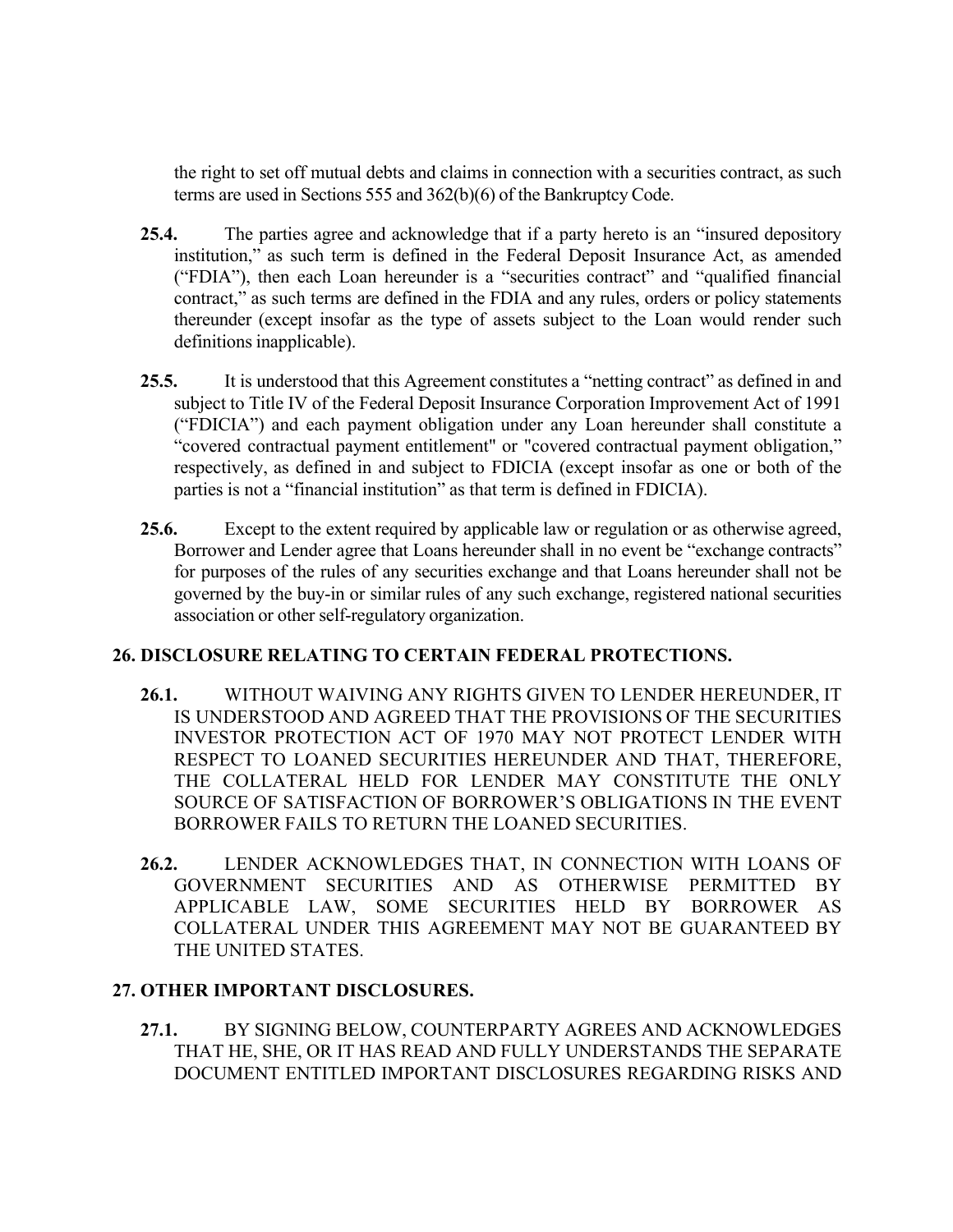the right to set off mutual debts and claims in connection with a securities contract, as such terms are used in Sections 555 and 362(b)(6) of the Bankruptcy Code.

**25.4.** The parties agree and acknowledge that if a party hereto is an "insured depository institution," as such term is defined in the Federal Deposit Insurance Act, as amended ("FDIA"), then each Loan hereunder is a "securities contract" and "qualified financial contract," as such terms are defined in the FDIA and any rules, orders or policy statements thereunder (except insofar as the type of assets subject to the Loan would render such definitions inapplicable).

**25.5.** It is understood that this Agreement constitutes a "netting contract" as defined in and subject to Title IV of the Federal Deposit Insurance Corporation Improvement Act of 1991 ("FDICIA") and each payment obligation under any Loan hereunder shall constitute a "covered contractual payment entitlement" or "covered contractual payment obligation," respectively, as defined in and subject to FDICIA (except insofar as one or both of the parties is not a "financial institution" as that term is defined in FDICIA).

**25.6.** Except to the extent required by applicable law or regulation or as otherwise agreed, Borrower and Lender agree that Loans hereunder shall in no event be "exchange contracts" for purposes of the rules of any securities exchange and that Loans hereunder shall not be governed by the buy-in or similar rules of any such exchange, registered national securities association or other self-regulatory organization.

## 26. DISCLOSURE RELATING TO CERTAIN FEDERAL PROTECTIONS.

**26.1.** WITHOUT WAIVING ANY RIGHTS GIVEN TO LENDER HEREUNDER, IT IS UNDERSTOOD AND AGREED THAT THE PROVISIONS OF THE SECURITIES INVESTOR PROTECTION ACT OF 1970 MAY NOT PROTECT LENDER WITH RESPECT TO LOANED SECURITIES HEREUNDER AND THAT, THEREFORE, THE COLLATERAL HELD FOR LENDER MAY CONSTITUTE THE ONLY SOURCE OF SATISFACTION OF BORROWER'S OBLIGATIONS IN THE EVENT BORROWER FAILS TO RETURN THE LOANED SECURITIES.

**26.2.** LENDER ACKNOWLEDGES THAT, IN CONNECTION WITH LOANS OF GOVERNMENT SECURITIES AND AS OTHERWISE PERMITTED BY APPLICABLE LAW, SOME SECURITIES HELD BY BORROWER AS COLLATERAL UNDER THIS AGREEMENT MAY NOT BE GUARANTEED BY THE UNITED STATES.

## 27. OTHER IMPORTANT DISCLOSURES.

**27.1.** BY SIGNING BELOW, COUNTERPARTY AGREES AND ACKNOWLEDGES THAT HE, SHE, OR IT HAS READ AND FULLY UNDERSTANDS THE SEPARATE DOCUMENT ENTITLED IMPORTANT DISCLOSURES REGARDING RISKS AND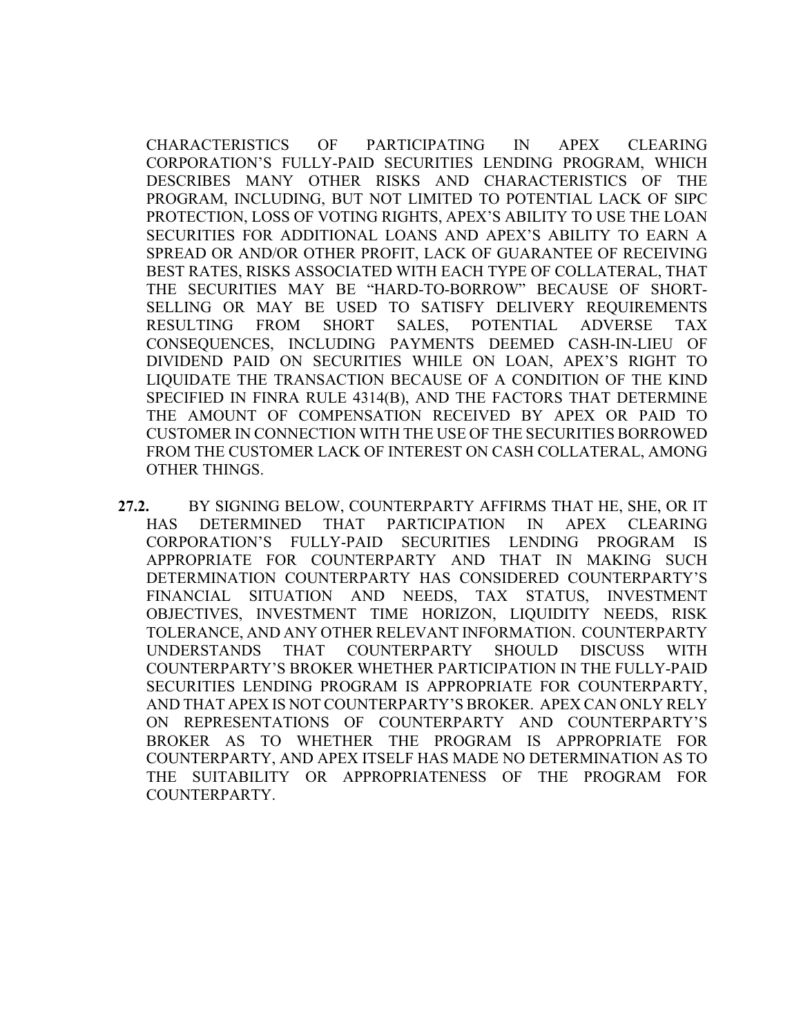CHARACTERISTICS OF PARTICIPATING IN APEX CLEARING CORPORATION'S FULLY-PAID SECURITIES LENDING PROGRAM, WHICH DESCRIBES MANY OTHER RISKS AND CHARACTERISTICS OF THE PROGRAM, INCLUDING, BUT NOT LIMITED TO POTENTIAL LACK OF SIPC PROTECTION, LOSS OF VOTING RIGHTS, APEX'S ABILITY TO USE THE LOAN SECURITIES FOR ADDITIONAL LOANS AND APEX'S ABILITY TO EARN A SPREAD OR AND/OR OTHER PROFIT, LACK OF GUARANTEE OF RECEIVING BEST RATES, RISKS ASSOCIATED WITH EACH TYPE OF COLLATERAL, THAT THE SECURITIES MAY BE "HARD-TO-BORROW" BECAUSE OF SHORT-SELLING OR MAY BE USED TO SATISFY DELIVERY REQUIREMENTS RESULTING FROM SHORT SALES, POTENTIAL ADVERSE TAX CONSEQUENCES, INCLUDING PAYMENTS DEEMED CASH-IN-LIEU OF DIVIDEND PAID ON SECURITIES WHILE ON LOAN, APEX'S RIGHT TO LIQUIDATE THE TRANSACTION BECAUSE OF A CONDITION OF THE KIND SPECIFIED IN FINRA RULE 4314(B), AND THE FACTORS THAT DETERMINE THE AMOUNT OF COMPENSATION RECEIVED BY APEX OR PAID TO CUSTOMER IN CONNECTION WITH THE USE OF THE SECURITIES BORROWED FROM THE CUSTOMER LACK OF INTEREST ON CASH COLLATERAL, AMONG OTHER THINGS.

**27.2.** BY SIGNING BELOW, COUNTERPARTY AFFIRMS THAT HE, SHE, OR IT HAS DETERMINED THAT PARTICIPATION IN APEX CLEARING CORPORATION'S FULLY-PAID SECURITIES LENDING PROGRAM IS APPROPRIATE FOR COUNTERPARTY AND THAT IN MAKING SUCH DETERMINATION COUNTERPARTY HAS CONSIDERED COUNTERPARTY'S FINANCIAL SITUATION AND NEEDS, TAX STATUS, INVESTMENT OBJECTIVES, INVESTMENT TIME HORIZON, LIQUIDITY NEEDS, RISK TOLERANCE, AND ANY OTHER RELEVANT INFORMATION. COUNTERPARTY UNDERSTANDS THAT COUNTERPARTY SHOULD DISCUSS WITH COUNTERPARTY'S BROKER WHETHER PARTICIPATION IN THE FULLY-PAID SECURITIES LENDING PROGRAM IS APPROPRIATE FOR COUNTERPARTY, AND THAT APEX IS NOT COUNTERPARTY'S BROKER. APEX CAN ONLY RELY ON REPRESENTATIONS OF COUNTERPARTY AND COUNTERPARTY'S BROKER AS TO WHETHER THE PROGRAM IS APPROPRIATE FOR COUNTERPARTY, AND APEX ITSELF HAS MADE NO DETERMINATION AS TO THE SUITABILITY OR APPROPRIATENESS OF THE PROGRAM FOR COUNTERPARTY.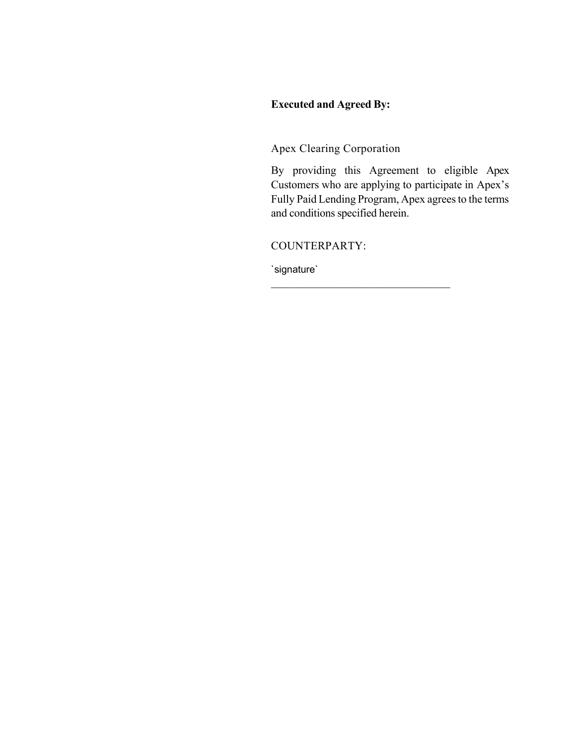**Executed and Agreed By:**

Apex Clearing Corporation

By providing this Agreement to eligible Apex Customers who are applying to participate in Apex's Fully Paid Lending Program, Apex agrees to the terms and conditions specified herein.

COUNTERPARTY:

`signature`

_________________________________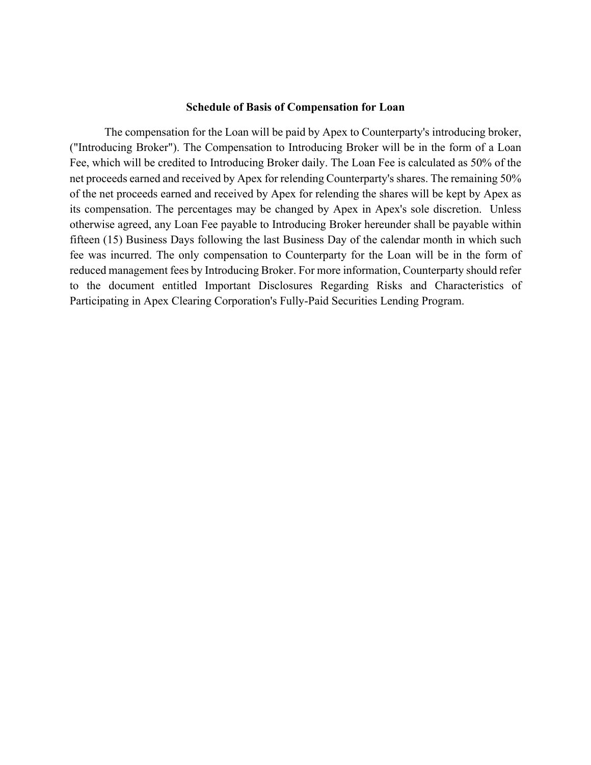**Schedule of Basis of Compensation for Loan**

The compensation for the Loan will be paid by Apex to Counterparty's introducing broker, ("Introducing Broker"). The Compensation to Introducing Broker will be in the form of a Loan Fee, which will be credited to Introducing Broker daily. The Loan Fee is calculated as 50% of the net proceeds earned and received by Apex for relending Counterparty's shares. The remaining 50% of the net proceeds earned and received by Apex for relending the shares will be kept by Apex as its compensation. The percentages may be changed by Apex in Apex's sole discretion. Unless otherwise agreed, any Loan Fee payable to Introducing Broker hereunder shall be payable within fifteen (15) Business Days following the last Business Day of the calendar month in which such fee was incurred. The only compensation to Counterparty for the Loan will be in the form of reduced management fees by Introducing Broker. For more information, Counterparty should refer to the document entitled Important Disclosures Regarding Risks and Characteristics of Participating in Apex Clearing Corporation's Fully-Paid Securities Lending Program.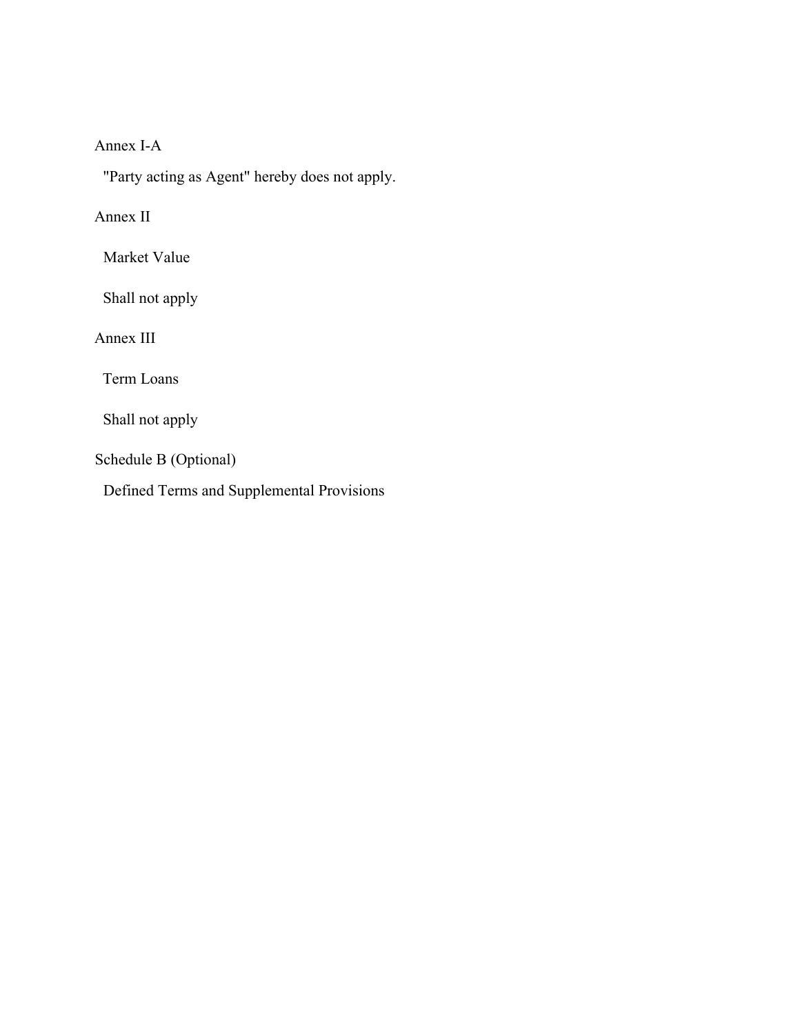Annex I-A

"Party acting as Agent" hereby does not apply.

Annex II

Market Value

Shall not apply

Annex III

Term Loans

Shall not apply

Schedule B (Optional)

Defined Terms and Supplemental Provisions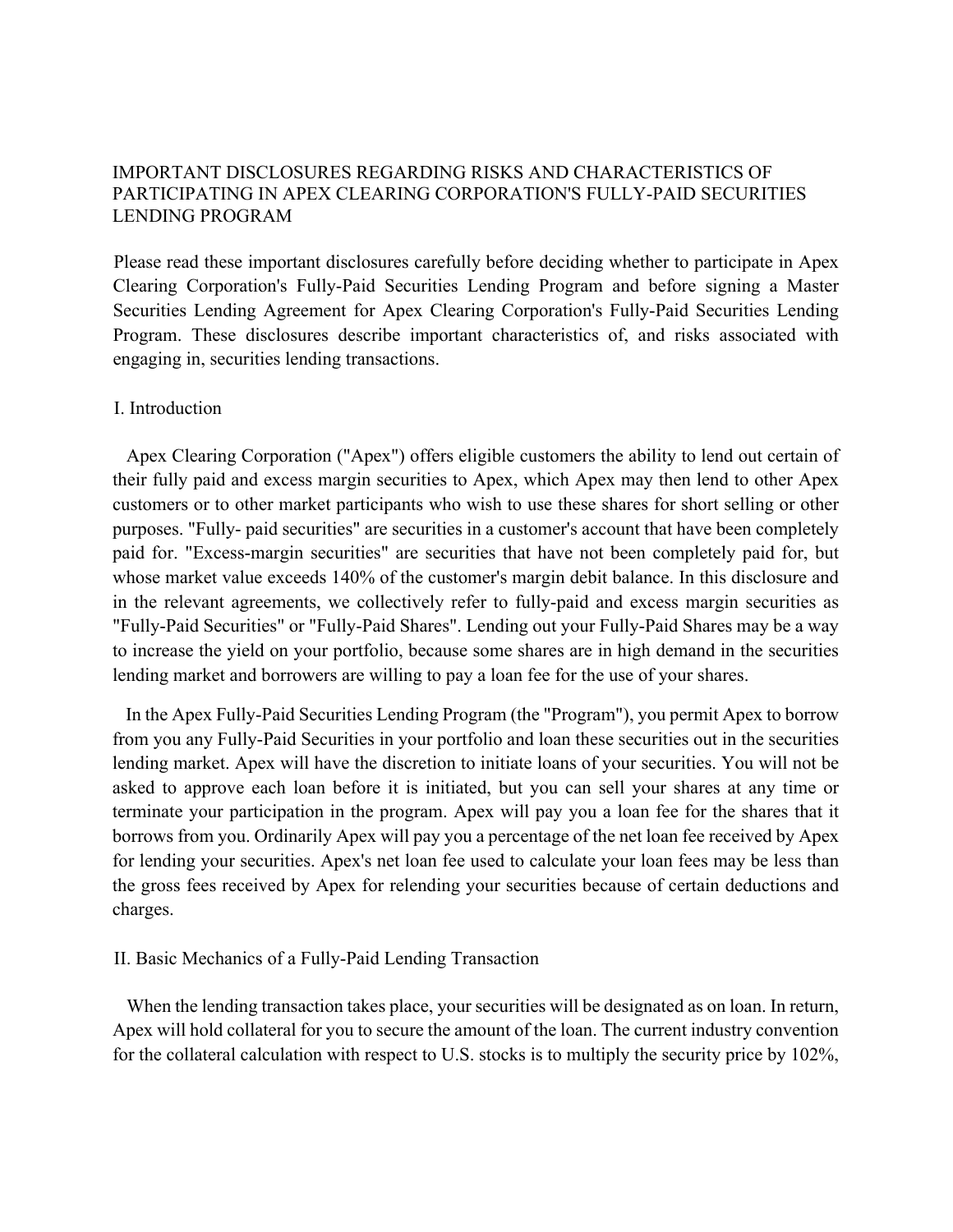# IMPORTANT DISCLOSURES REGARDING RISKS AND CHARACTERISTICS OF PARTICIPATING IN APEX CLEARING CORPORATION'S FULLY-PAID SECURITIES LENDING PROGRAM

Please read these important disclosures carefully before deciding whether to participate in Apex Clearing Corporation's Fully-Paid Securities Lending Program and before signing a Master Securities Lending Agreement for Apex Clearing Corporation's Fully-Paid Securities Lending Program. These disclosures describe important characteristics of, and risks associated with engaging in, securities lending transactions.

## I. Introduction

Apex Clearing Corporation ("Apex") offers eligible customers the ability to lend out certain of their fully paid and excess margin securities to Apex, which Apex may then lend to other Apex customers or to other market participants who wish to use these shares for short selling or other purposes. "Fully- paid securities" are securities in a customer's account that have been completely paid for. "Excess-margin securities" are securities that have not been completely paid for, but whose market value exceeds 140% of the customer's margin debit balance. In this disclosure and in the relevant agreements, we collectively refer to fully-paid and excess margin securities as "Fully-Paid Securities" or "Fully-Paid Shares". Lending out your Fully-Paid Shares may be a way to increase the yield on your portfolio, because some shares are in high demand in the securities lending market and borrowers are willing to pay a loan fee for the use of your shares.

In the Apex Fully-Paid Securities Lending Program (the "Program"), you permit Apex to borrow from you any Fully-Paid Securities in your portfolio and loan these securities out in the securities lending market. Apex will have the discretion to initiate loans of your securities. You will not be asked to approve each loan before it is initiated, but you can sell your shares at any time or terminate your participation in the program. Apex will pay you a loan fee for the shares that it borrows from you. Ordinarily Apex will pay you a percentage of the net loan fee received by Apex for lending your securities. Apex's net loan fee used to calculate your loan fees may be less than the gross fees received by Apex for relending your securities because of certain deductions and charges.

## II. Basic Mechanics of a Fully-Paid Lending Transaction

When the lending transaction takes place, your securities will be designated as on loan. In return, Apex will hold collateral for you to secure the amount of the loan. The current industry convention for the collateral calculation with respect to U.S. stocks is to multiply the security price by 102%,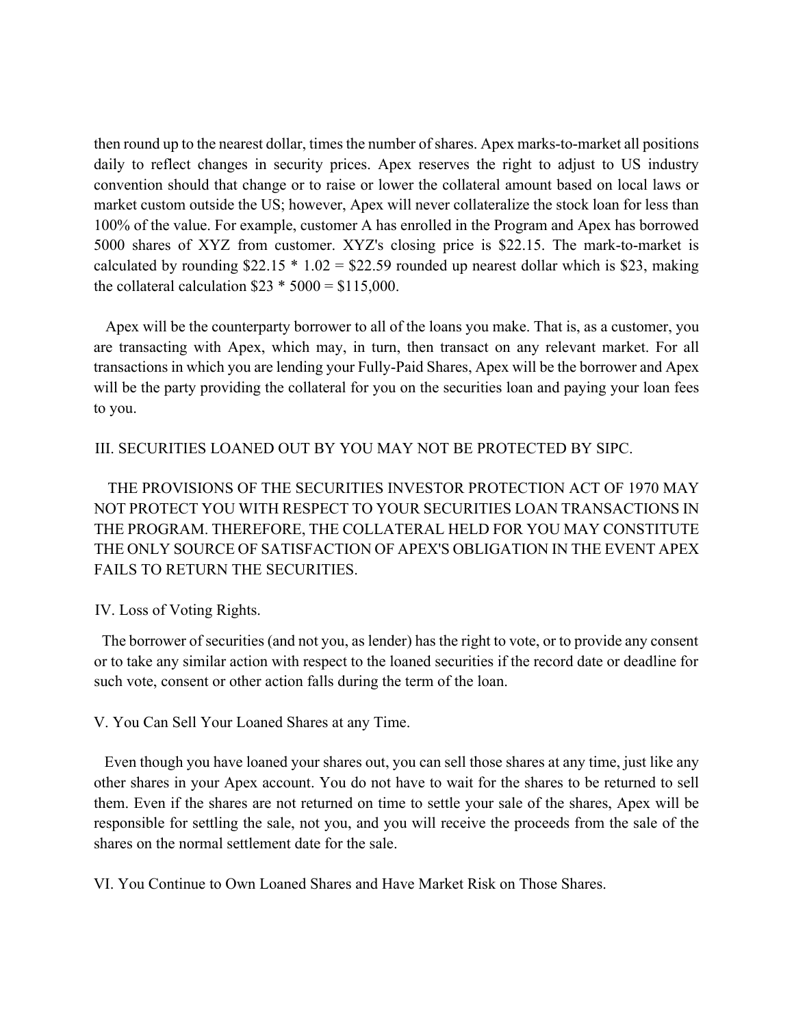then round up to the nearest dollar, times the number of shares. Apex marks-to-market all positions daily to reflect changes in security prices. Apex reserves the right to adjust to US industry convention should that change or to raise or lower the collateral amount based on local laws or market custom outside the US; however, Apex will never collateralize the stock loan for less than 100% of the value. For example, customer A has enrolled in the Program and Apex has borrowed 5000 shares of XYZ from customer. XYZ's closing price is $22.15. The mark-to-market is calculated by rounding $22.15 * 1.02 = $22.59 rounded up nearest dollar which is $23, making the collateral calculation $23 * 5000 = $115,000.

Apex will be the counterparty borrower to all of the loans you make. That is, as a customer, you are transacting with Apex, which may, in turn, then transact on any relevant market. For all transactions in which you are lending your Fully-Paid Shares, Apex will be the borrower and Apex will be the party providing the collateral for you on the securities loan and paying your loan fees to you.

III. SECURITIES LOANED OUT BY YOU MAY NOT BE PROTECTED BY SIPC.

THE PROVISIONS OF THE SECURITIES INVESTOR PROTECTION ACT OF 1970 MAY NOT PROTECT YOU WITH RESPECT TO YOUR SECURITIES LOAN TRANSACTIONS IN THE PROGRAM. THEREFORE, THE COLLATERAL HELD FOR YOU MAY CONSTITUTE THE ONLY SOURCE OF SATISFACTION OF APEX'S OBLIGATION IN THE EVENT APEX FAILS TO RETURN THE SECURITIES.

IV. Loss of Voting Rights.

The borrower of securities (and not you, as lender) has the right to vote, or to provide any consent or to take any similar action with respect to the loaned securities if the record date or deadline for such vote, consent or other action falls during the term of the loan.

V. You Can Sell Your Loaned Shares at any Time.

Even though you have loaned your shares out, you can sell those shares at any time, just like any other shares in your Apex account. You do not have to wait for the shares to be returned to sell them. Even if the shares are not returned on time to settle your sale of the shares, Apex will be responsible for settling the sale, not you, and you will receive the proceeds from the sale of the shares on the normal settlement date for the sale.

VI. You Continue to Own Loaned Shares and Have Market Risk on Those Shares.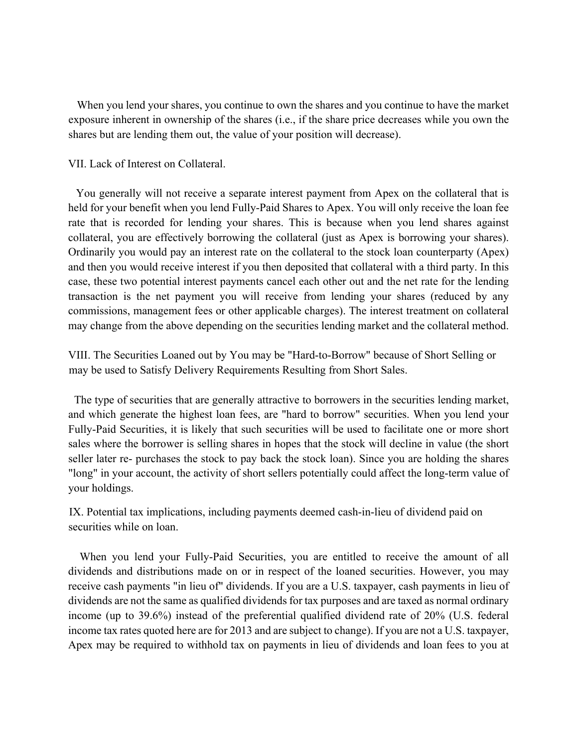When you lend your shares, you continue to own the shares and you continue to have the market exposure inherent in ownership of the shares (i.e., if the share price decreases while you own the shares but are lending them out, the value of your position will decrease).

VII. Lack of Interest on Collateral.

You generally will not receive a separate interest payment from Apex on the collateral that is held for your benefit when you lend Fully-Paid Shares to Apex. You will only receive the loan fee rate that is recorded for lending your shares. This is because when you lend shares against collateral, you are effectively borrowing the collateral (just as Apex is borrowing your shares). Ordinarily you would pay an interest rate on the collateral to the stock loan counterparty (Apex) and then you would receive interest if you then deposited that collateral with a third party. In this case, these two potential interest payments cancel each other out and the net rate for the lending transaction is the net payment you will receive from lending your shares (reduced by any commissions, management fees or other applicable charges). The interest treatment on collateral may change from the above depending on the securities lending market and the collateral method.

VIII. The Securities Loaned out by You may be "Hard-to-Borrow" because of Short Selling or may be used to Satisfy Delivery Requirements Resulting from Short Sales.

The type of securities that are generally attractive to borrowers in the securities lending market, and which generate the highest loan fees, are "hard to borrow" securities. When you lend your Fully-Paid Securities, it is likely that such securities will be used to facilitate one or more short sales where the borrower is selling shares in hopes that the stock will decline in value (the short seller later re- purchases the stock to pay back the stock loan). Since you are holding the shares "long" in your account, the activity of short sellers potentially could affect the long-term value of your holdings.

IX. Potential tax implications, including payments deemed cash-in-lieu of dividend paid on securities while on loan.

When you lend your Fully-Paid Securities, you are entitled to receive the amount of all dividends and distributions made on or in respect of the loaned securities. However, you may receive cash payments "in lieu of" dividends. If you are a U.S. taxpayer, cash payments in lieu of dividends are not the same as qualified dividends for tax purposes and are taxed as normal ordinary income (up to 39.6%) instead of the preferential qualified dividend rate of 20% (U.S. federal income tax rates quoted here are for 2013 and are subject to change). If you are not a U.S. taxpayer, Apex may be required to withhold tax on payments in lieu of dividends and loan fees to you at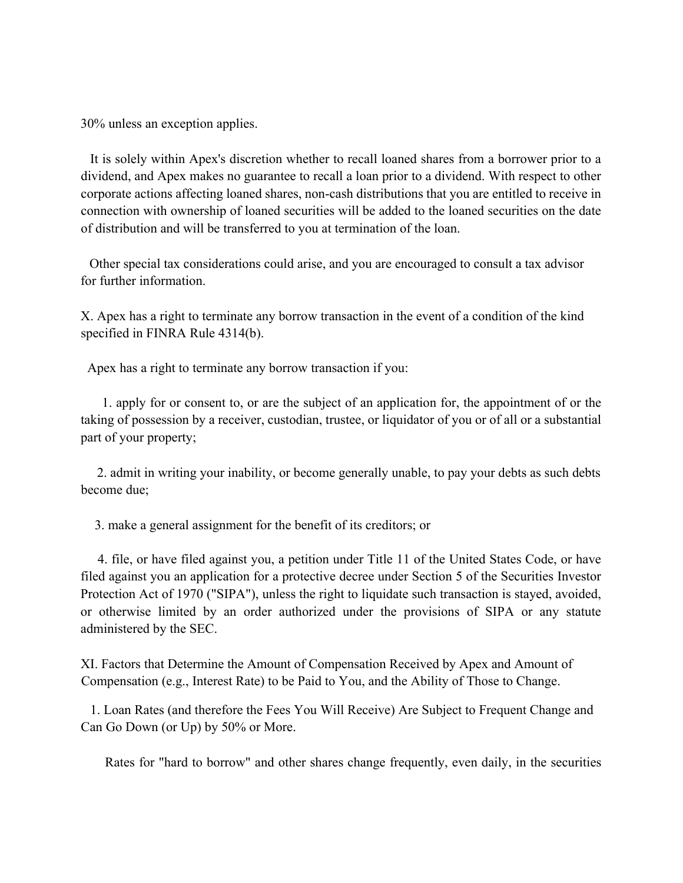30% unless an exception applies.

It is solely within Apex's discretion whether to recall loaned shares from a borrower prior to a dividend, and Apex makes no guarantee to recall a loan prior to a dividend. With respect to other corporate actions affecting loaned shares, non-cash distributions that you are entitled to receive in connection with ownership of loaned securities will be added to the loaned securities on the date of distribution and will be transferred to you at termination of the loan.

Other special tax considerations could arise, and you are encouraged to consult a tax advisor for further information.

X. Apex has a right to terminate any borrow transaction in the event of a condition of the kind specified in FINRA Rule 4314(b).

Apex has a right to terminate any borrow transaction if you:

1. apply for or consent to, or are the subject of an application for, the appointment of or the taking of possession by a receiver, custodian, trustee, or liquidator of you or of all or a substantial part of your property;

2. admit in writing your inability, or become generally unable, to pay your debts as such debts become due;

3. make a general assignment for the benefit of its creditors; or

4. file, or have filed against you, a petition under Title 11 of the United States Code, or have filed against you an application for a protective decree under Section 5 of the Securities Investor Protection Act of 1970 ("SIPA"), unless the right to liquidate such transaction is stayed, avoided, or otherwise limited by an order authorized under the provisions of SIPA or any statute administered by the SEC.

XI. Factors that Determine the Amount of Compensation Received by Apex and Amount of Compensation (e.g., Interest Rate) to be Paid to You, and the Ability of Those to Change.

1. Loan Rates (and therefore the Fees You Will Receive) Are Subject to Frequent Change and Can Go Down (or Up) by 50% or More.

Rates for "hard to borrow" and other shares change frequently, even daily, in the securities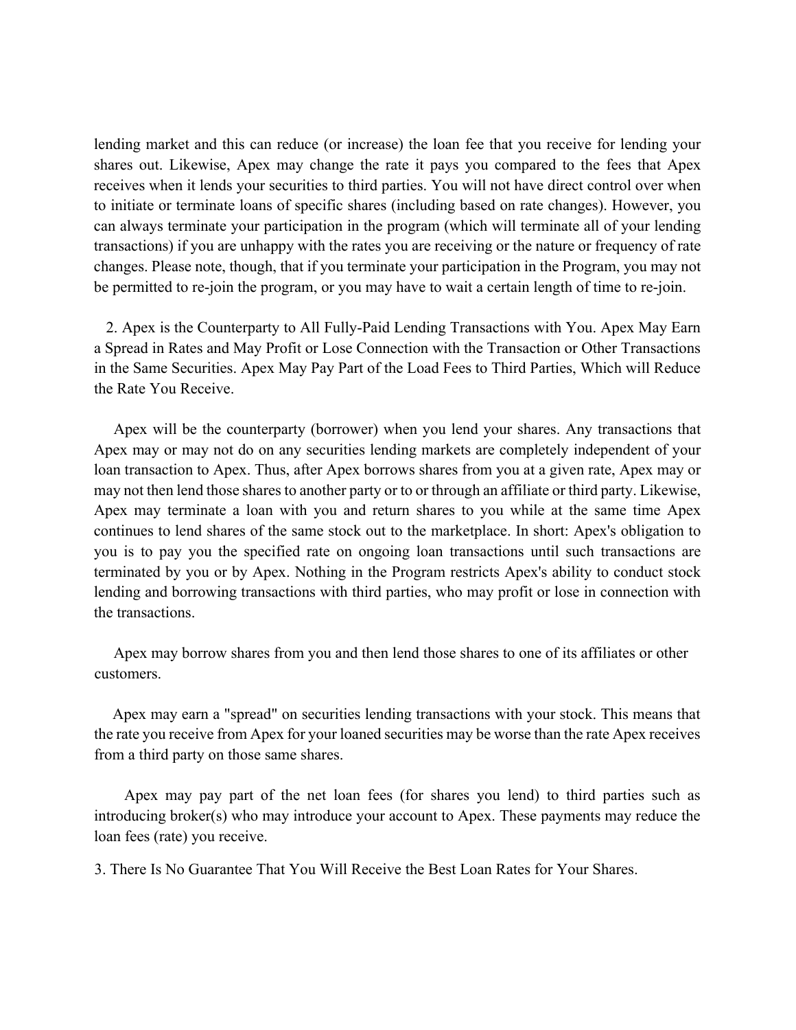lending market and this can reduce (or increase) the loan fee that you receive for lending your shares out. Likewise, Apex may change the rate it pays you compared to the fees that Apex receives when it lends your securities to third parties. You will not have direct control over when to initiate or terminate loans of specific shares (including based on rate changes). However, you can always terminate your participation in the program (which will terminate all of your lending transactions) if you are unhappy with the rates you are receiving or the nature or frequency of rate changes. Please note, though, that if you terminate your participation in the Program, you may not be permitted to re-join the program, or you may have to wait a certain length of time to re-join.

2. Apex is the Counterparty to All Fully-Paid Lending Transactions with You. Apex May Earn a Spread in Rates and May Profit or Lose Connection with the Transaction or Other Transactions in the Same Securities. Apex May Pay Part of the Load Fees to Third Parties, Which will Reduce the Rate You Receive.

Apex will be the counterparty (borrower) when you lend your shares. Any transactions that Apex may or may not do on any securities lending markets are completely independent of your loan transaction to Apex. Thus, after Apex borrows shares from you at a given rate, Apex may or may not then lend those shares to another party or to or through an affiliate or third party. Likewise, Apex may terminate a loan with you and return shares to you while at the same time Apex continues to lend shares of the same stock out to the marketplace. In short: Apex's obligation to you is to pay you the specified rate on ongoing loan transactions until such transactions are terminated by you or by Apex. Nothing in the Program restricts Apex's ability to conduct stock lending and borrowing transactions with third parties, who may profit or lose in connection with the transactions.

Apex may borrow shares from you and then lend those shares to one of its affiliates or other customers.

Apex may earn a "spread" on securities lending transactions with your stock. This means that the rate you receive from Apex for your loaned securities may be worse than the rate Apex receives from a third party on those same shares.

Apex may pay part of the net loan fees (for shares you lend) to third parties such as introducing broker(s) who may introduce your account to Apex. These payments may reduce the loan fees (rate) you receive.

3. There Is No Guarantee That You Will Receive the Best Loan Rates for Your Shares.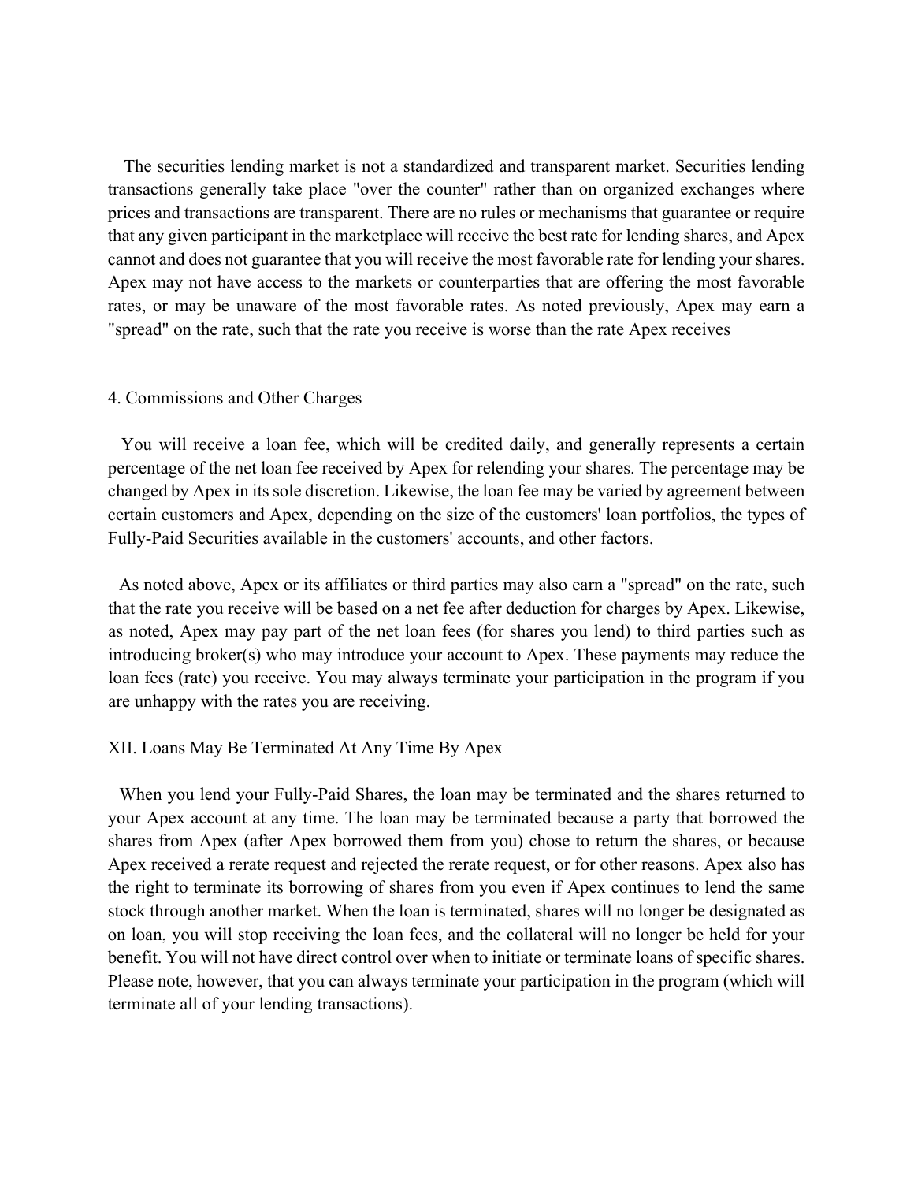The securities lending market is not a standardized and transparent market. Securities lending transactions generally take place "over the counter" rather than on organized exchanges where prices and transactions are transparent. There are no rules or mechanisms that guarantee or require that any given participant in the marketplace will receive the best rate for lending shares, and Apex cannot and does not guarantee that you will receive the most favorable rate for lending your shares. Apex may not have access to the markets or counterparties that are offering the most favorable rates, or may be unaware of the most favorable rates. As noted previously, Apex may earn a "spread" on the rate, such that the rate you receive is worse than the rate Apex receives

### 4. Commissions and Other Charges

You will receive a loan fee, which will be credited daily, and generally represents a certain percentage of the net loan fee received by Apex for relending your shares. The percentage may be changed by Apex in its sole discretion. Likewise, the loan fee may be varied by agreement between certain customers and Apex, depending on the size of the customers' loan portfolios, the types of Fully-Paid Securities available in the customers' accounts, and other factors.

As noted above, Apex or its affiliates or third parties may also earn a "spread" on the rate, such that the rate you receive will be based on a net fee after deduction for charges by Apex. Likewise, as noted, Apex may pay part of the net loan fees (for shares you lend) to third parties such as introducing broker(s) who may introduce your account to Apex. These payments may reduce the loan fees (rate) you receive. You may always terminate your participation in the program if you are unhappy with the rates you are receiving.

## XII. Loans May Be Terminated At Any Time By Apex

When you lend your Fully-Paid Shares, the loan may be terminated and the shares returned to your Apex account at any time. The loan may be terminated because a party that borrowed the shares from Apex (after Apex borrowed them from you) chose to return the shares, or because Apex received a rerate request and rejected the rerate request, or for other reasons. Apex also has the right to terminate its borrowing of shares from you even if Apex continues to lend the same stock through another market. When the loan is terminated, shares will no longer be designated as on loan, you will stop receiving the loan fees, and the collateral will no longer be held for your benefit. You will not have direct control over when to initiate or terminate loans of specific shares. Please note, however, that you can always terminate your participation in the program (which will terminate all of your lending transactions).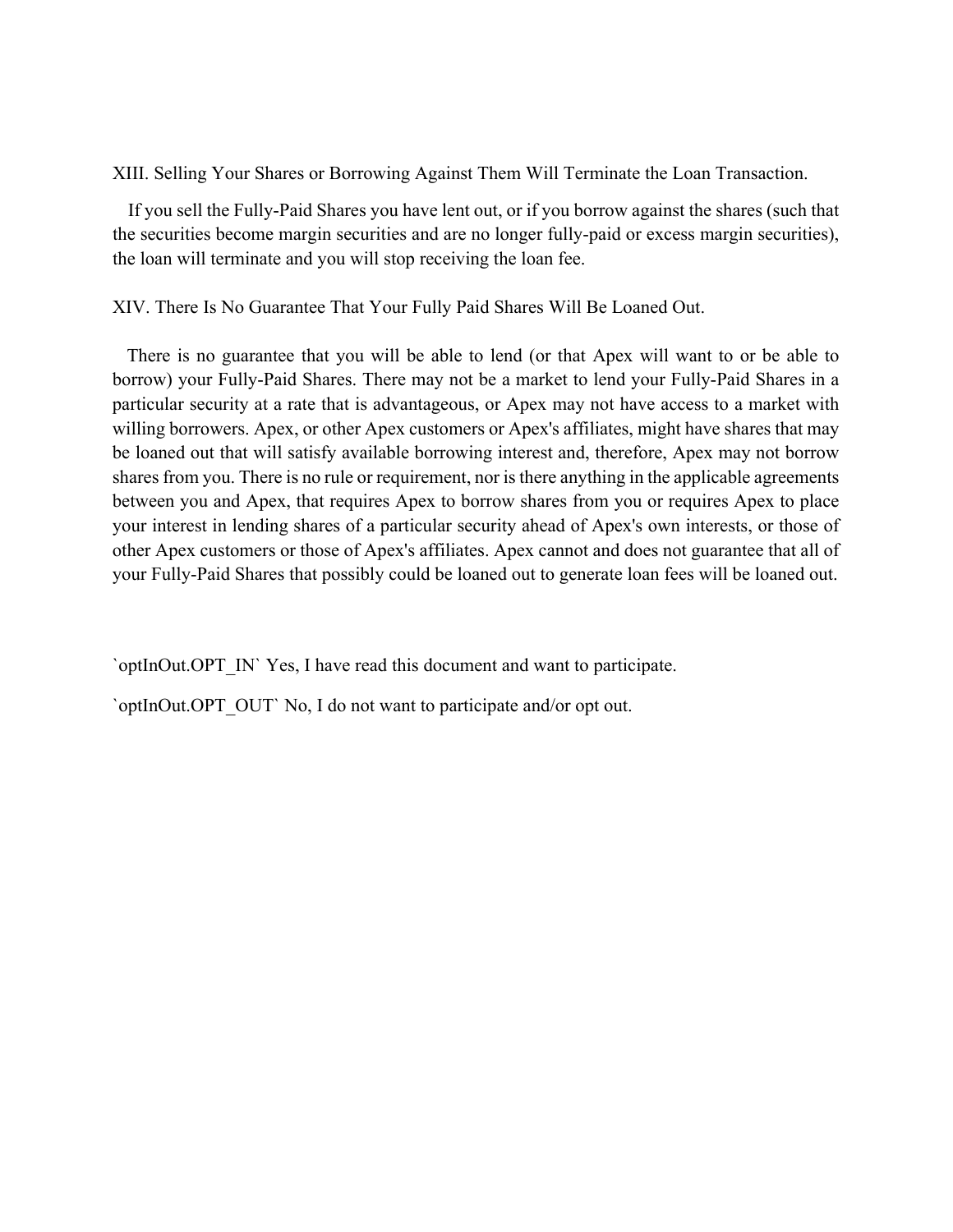XIII. Selling Your Shares or Borrowing Against Them Will Terminate the Loan Transaction.

If you sell the Fully-Paid Shares you have lent out, or if you borrow against the shares (such that the securities become margin securities and are no longer fully-paid or excess margin securities), the loan will terminate and you will stop receiving the loan fee.

XIV. There Is No Guarantee That Your Fully Paid Shares Will Be Loaned Out.

There is no guarantee that you will be able to lend (or that Apex will want to or be able to borrow) your Fully-Paid Shares. There may not be a market to lend your Fully-Paid Shares in a particular security at a rate that is advantageous, or Apex may not have access to a market with willing borrowers. Apex, or other Apex customers or Apex's affiliates, might have shares that may be loaned out that will satisfy available borrowing interest and, therefore, Apex may not borrow shares from you. There is no rule or requirement, nor is there anything in the applicable agreements between you and Apex, that requires Apex to borrow shares from you or requires Apex to place your interest in lending shares of a particular security ahead of Apex's own interests, or those of other Apex customers or those of Apex's affiliates. Apex cannot and does not guarantee that all of your Fully-Paid Shares that possibly could be loaned out to generate loan fees will be loaned out.

`optInOut.OPT_IN` Yes, I have read this document and want to participate.

`optInOut.OPT_OUT` No, I do not want to participate and/or opt out.